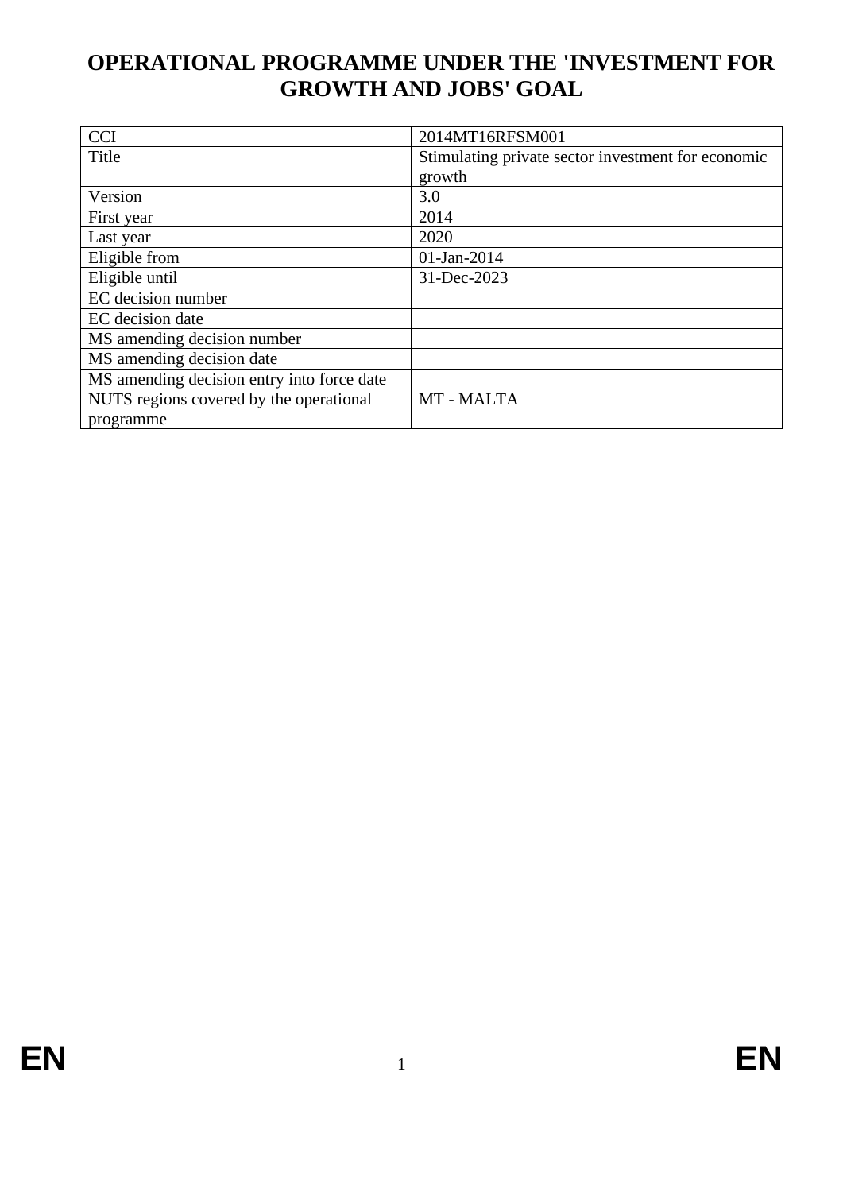# OPERATIONAL PROGRAMME UNDER THE 'INVESTMENT FOR GROWTH AND JOBS' GOAL

| CCI | 2014MT16RFSM001 |
|---|---|
| Title | Stimulating private sector investment for economic growth |
| Version | 3.0 |
| First year | 2014 |
| Last year | 2020 |
| Eligible from | 01-Jan-2014 |
| Eligible until | 31-Dec-2023 |
| EC decision number | |
| EC decision date | |
| MS amending decision number | |
| MS amending decision date | |
| MS amending decision entry into force date | |
| NUTS regions covered by the operational programme | MT - MALTA |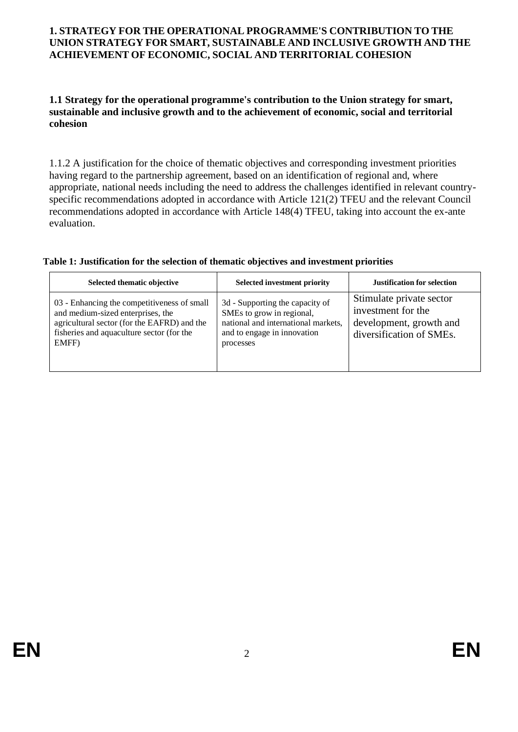# 1. STRATEGY FOR THE OPERATIONAL PROGRAMME'S CONTRIBUTION TO THE UNION STRATEGY FOR SMART, SUSTAINABLE AND INCLUSIVE GROWTH AND THE ACHIEVEMENT OF ECONOMIC, SOCIAL AND TERRITORIAL COHESION

## 1.1 Strategy for the operational programme's contribution to the Union strategy for smart, sustainable and inclusive growth and to the achievement of economic, social and territorial cohesion

1.1.2 A justification for the choice of thematic objectives and corresponding investment priorities having regard to the partnership agreement, based on an identification of regional and, where appropriate, national needs including the need to address the challenges identified in relevant country-specific recommendations adopted in accordance with Article 121(2) TFEU and the relevant Council recommendations adopted in accordance with Article 148(4) TFEU, taking into account the ex-ante evaluation.

**Table 1: Justification for the selection of thematic objectives and investment priorities**

| Selected thematic objective | Selected investment priority | Justification for selection |
|---|---|---|
| 03 - Enhancing the competitiveness of small and medium-sized enterprises, the agricultural sector (for the EAFRD) and the fisheries and aquaculture sector (for the EMFF) | 3d - Supporting the capacity of SMEs to grow in regional, national and international markets, and to engage in innovation processes | Stimulate private sector investment for the development, growth and diversification of SMEs. |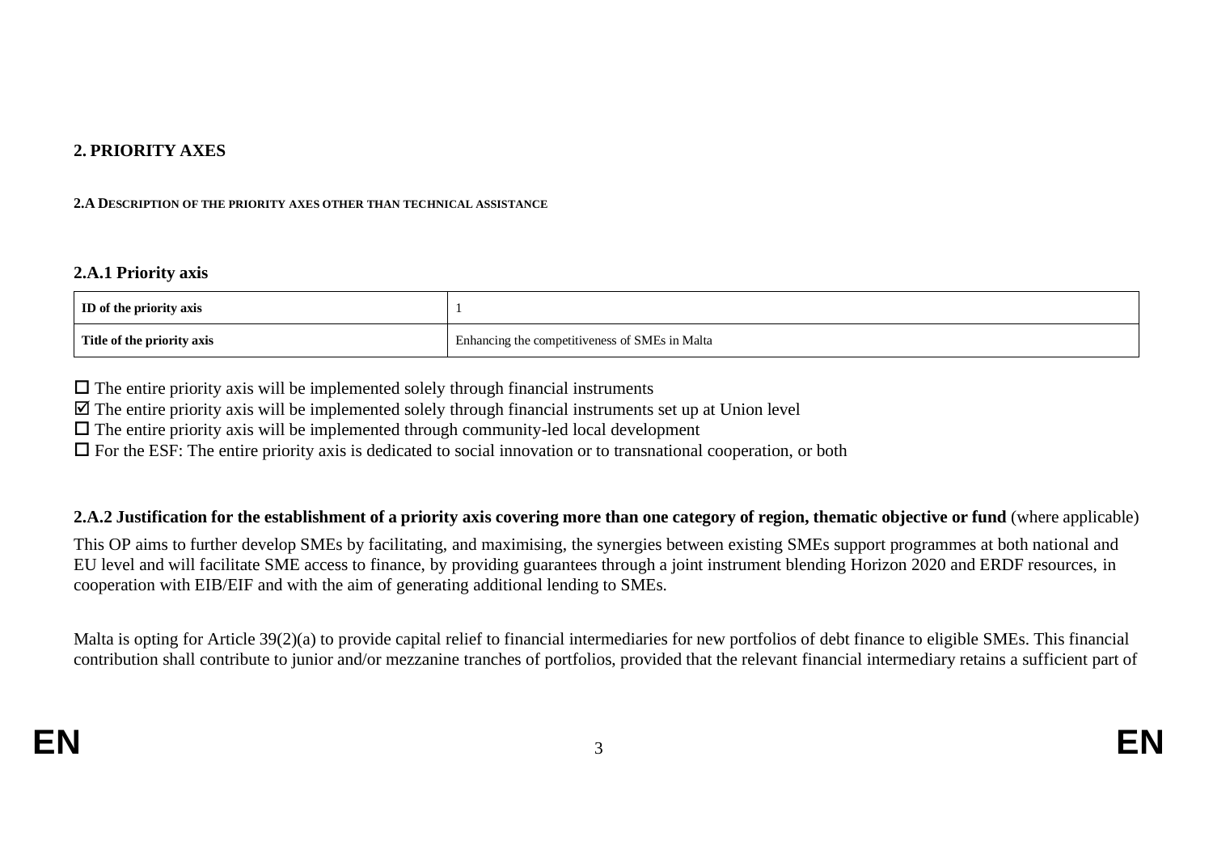## 2. PRIORITY AXES

#### 2.A DESCRIPTION OF THE PRIORITY AXES OTHER THAN TECHNICAL ASSISTANCE

### 2.A.1 Priority axis

| ID of the priority axis | 1 |
|---|---|
| Title of the priority axis | Enhancing the competitiveness of SMEs in Malta |

☐ The entire priority axis will be implemented solely through financial instruments
☑ The entire priority axis will be implemented solely through financial instruments set up at Union level
☐ The entire priority axis will be implemented through community-led local development
☐ For the ESF: The entire priority axis is dedicated to social innovation or to transnational cooperation, or both

### 2.A.2 Justification for the establishment of a priority axis covering more than one category of region, thematic objective or fund (where applicable)

This OP aims to further develop SMEs by facilitating, and maximising, the synergies between existing SMEs support programmes at both national and EU level and will facilitate SME access to finance, by providing guarantees through a joint instrument blending Horizon 2020 and ERDF resources, in cooperation with EIB/EIF and with the aim of generating additional lending to SMEs.

Malta is opting for Article 39(2)(a) to provide capital relief to financial intermediaries for new portfolios of debt finance to eligible SMEs. This financial contribution shall contribute to junior and/or mezzanine tranches of portfolios, provided that the relevant financial intermediary retains a sufficient part of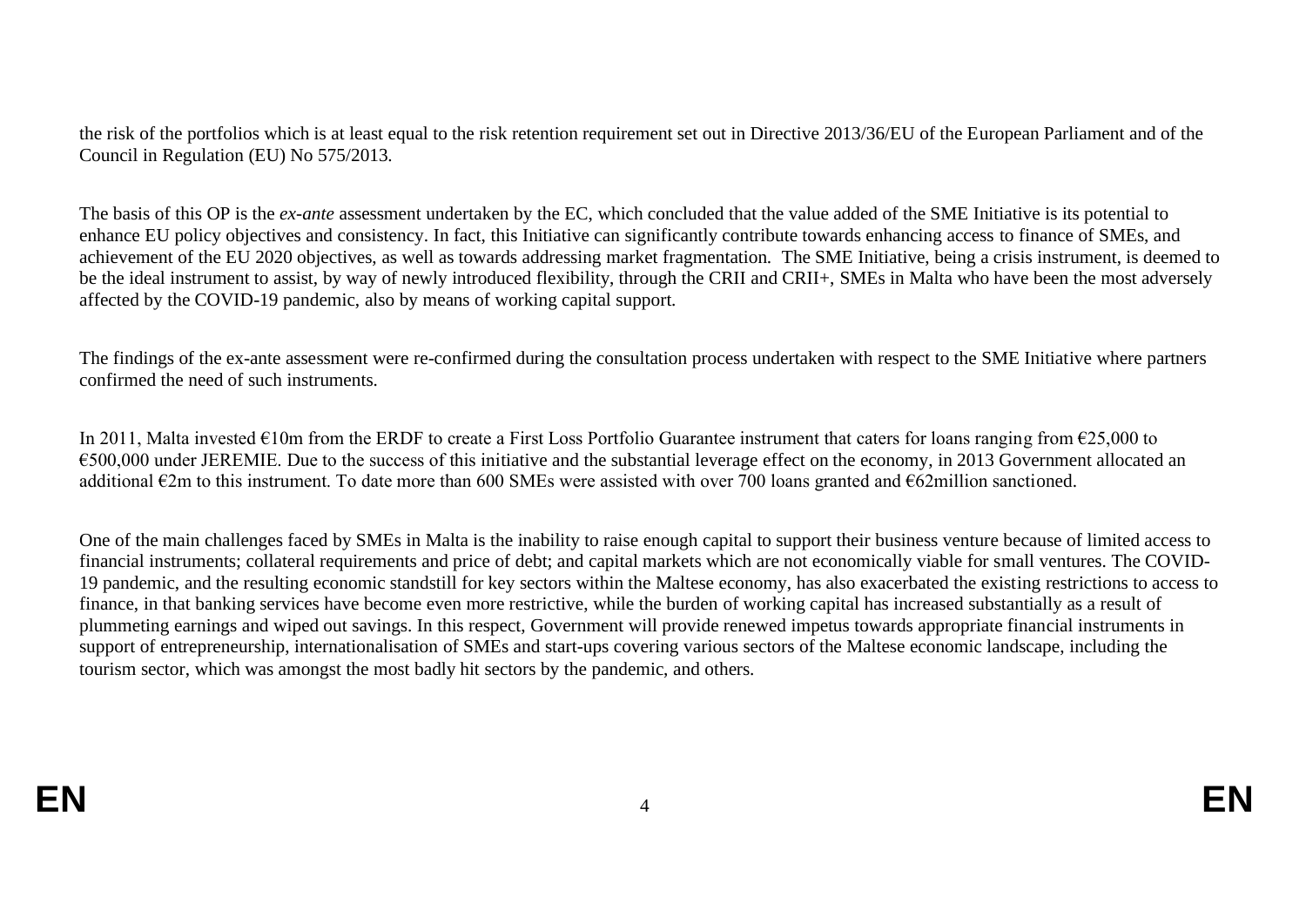the risk of the portfolios which is at least equal to the risk retention requirement set out in Directive 2013/36/EU of the European Parliament and of the Council in Regulation (EU) No 575/2013.

The basis of this OP is the *ex-ante* assessment undertaken by the EC, which concluded that the value added of the SME Initiative is its potential to enhance EU policy objectives and consistency. In fact, this Initiative can significantly contribute towards enhancing access to finance of SMEs, and achievement of the EU 2020 objectives, as well as towards addressing market fragmentation. The SME Initiative, being a crisis instrument, is deemed to be the ideal instrument to assist, by way of newly introduced flexibility, through the CRII and CRII+, SMEs in Malta who have been the most adversely affected by the COVID-19 pandemic, also by means of working capital support.

The findings of the ex-ante assessment were re-confirmed during the consultation process undertaken with respect to the SME Initiative where partners confirmed the need of such instruments.

In 2011, Malta invested €10m from the ERDF to create a First Loss Portfolio Guarantee instrument that caters for loans ranging from €25,000 to €500,000 under JEREMIE. Due to the success of this initiative and the substantial leverage effect on the economy, in 2013 Government allocated an additional €2m to this instrument. To date more than 600 SMEs were assisted with over 700 loans granted and €62million sanctioned.

One of the main challenges faced by SMEs in Malta is the inability to raise enough capital to support their business venture because of limited access to financial instruments; collateral requirements and price of debt; and capital markets which are not economically viable for small ventures. The COVID-19 pandemic, and the resulting economic standstill for key sectors within the Maltese economy, has also exacerbated the existing restrictions to access to finance, in that banking services have become even more restrictive, while the burden of working capital has increased substantially as a result of plummeting earnings and wiped out savings. In this respect, Government will provide renewed impetus towards appropriate financial instruments in support of entrepreneurship, internationalisation of SMEs and start-ups covering various sectors of the Maltese economic landscape, including the tourism sector, which was amongst the most badly hit sectors by the pandemic, and others.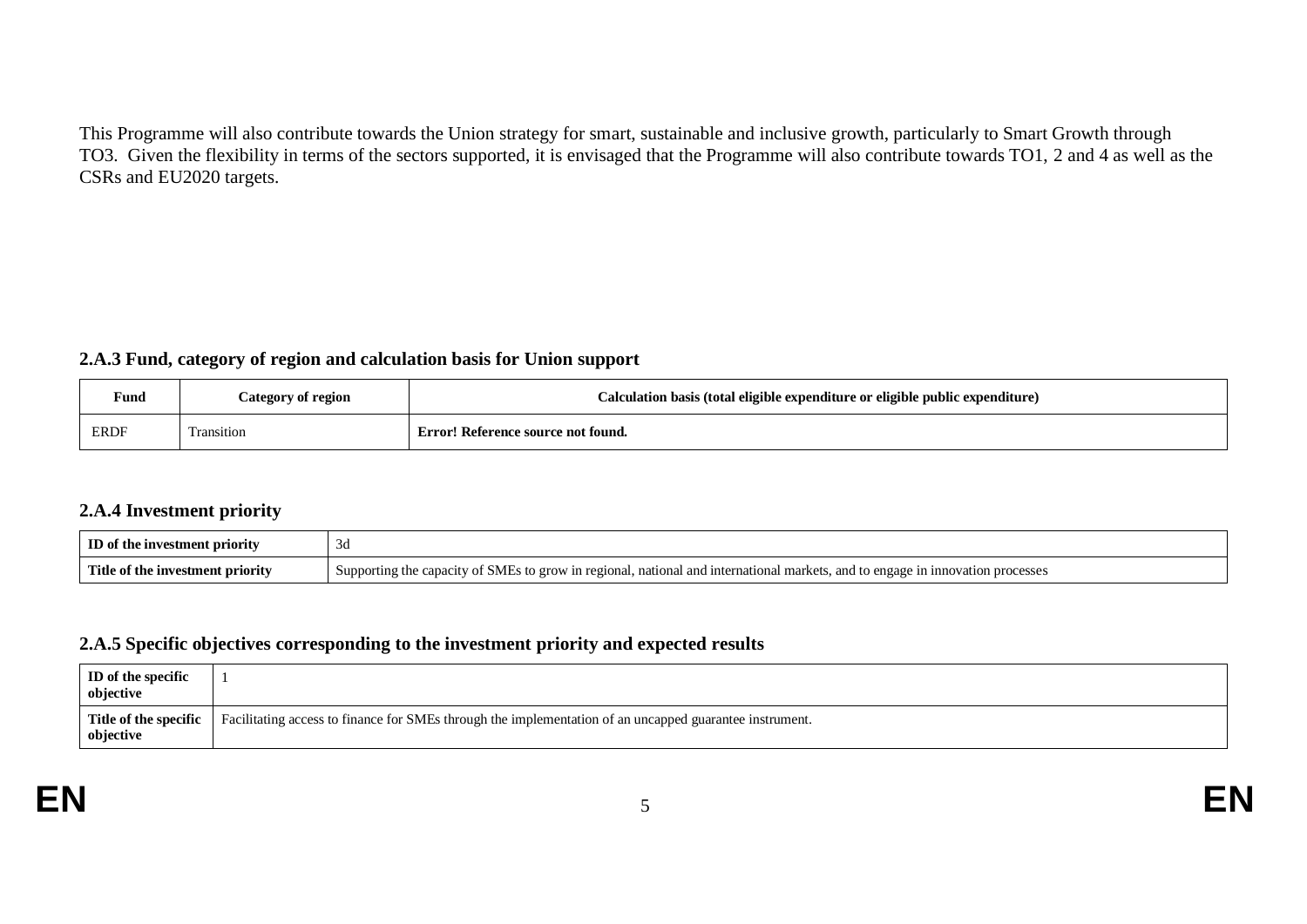This Programme will also contribute towards the Union strategy for smart, sustainable and inclusive growth, particularly to Smart Growth through TO3. Given the flexibility in terms of the sectors supported, it is envisaged that the Programme will also contribute towards TO1, 2 and 4 as well as the CSRs and EU2020 targets.

### 2.A.3 Fund, category of region and calculation basis for Union support

| Fund | Category of region | Calculation basis (total eligible expenditure or eligible public expenditure) |
| --- | --- | --- |
| ERDF | Transition | **Error! Reference source not found.** |

### 2.A.4 Investment priority

| **ID of the investment priority** | 3d |
| --- | --- |
| **Title of the investment priority** | Supporting the capacity of SMEs to grow in regional, national and international markets, and to engage in innovation processes |

### 2.A.5 Specific objectives corresponding to the investment priority and expected results

| **ID of the specific objective** | 1 |
| --- | --- |
| **Title of the specific objective** | Facilitating access to finance for SMEs through the implementation of an uncapped guarantee instrument. |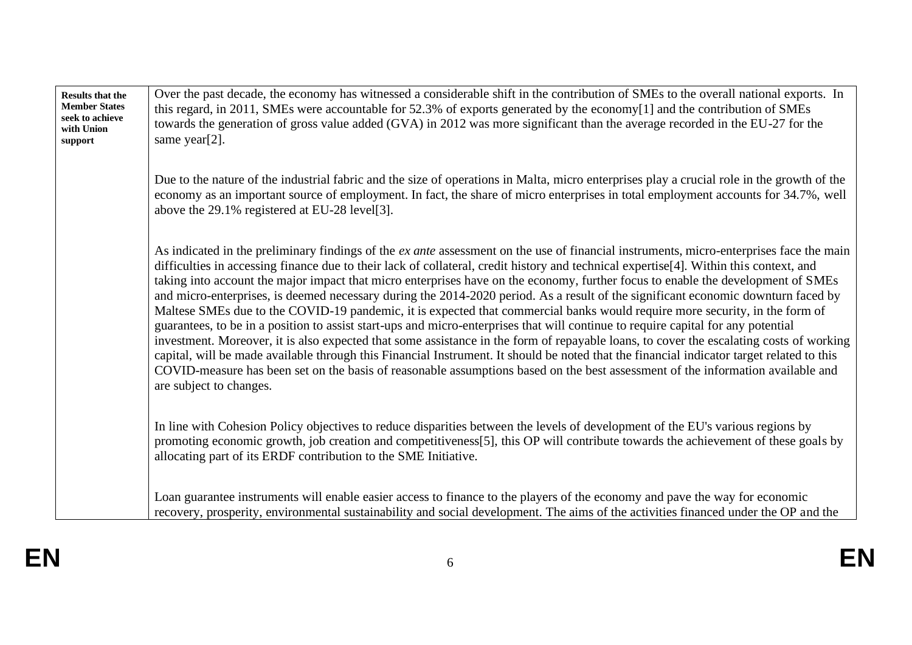| Results that the Member States seek to achieve with Union support | Over the past decade, the economy has witnessed a considerable shift in the contribution of SMEs to the overall national exports. In this regard, in 2011, SMEs were accountable for 52.3% of exports generated by the economy[1] and the contribution of SMEs towards the generation of gross value added (GVA) in 2012 was more significant than the average recorded in the EU-27 for the same year[2].<br><br>Due to the nature of the industrial fabric and the size of operations in Malta, micro enterprises play a crucial role in the growth of the economy as an important source of employment. In fact, the share of micro enterprises in total employment accounts for 34.7%, well above the 29.1% registered at EU-28 level[3].<br><br>As indicated in the preliminary findings of the *ex ante* assessment on the use of financial instruments, micro-enterprises face the main difficulties in accessing finance due to their lack of collateral, credit history and technical expertise[4]. Within this context, and taking into account the major impact that micro enterprises have on the economy, further focus to enable the development of SMEs and micro-enterprises, is deemed necessary during the 2014-2020 period. As a result of the significant economic downturn faced by Maltese SMEs due to the COVID-19 pandemic, it is expected that commercial banks would require more security, in the form of guarantees, to be in a position to assist start-ups and micro-enterprises that will continue to require capital for any potential investment. Moreover, it is also expected that some assistance in the form of repayable loans, to cover the escalating costs of working capital, will be made available through this Financial Instrument. It should be noted that the financial indicator target related to this COVID-measure has been set on the basis of reasonable assumptions based on the best assessment of the information available and are subject to changes.<br><br>In line with Cohesion Policy objectives to reduce disparities between the levels of development of the EU's various regions by promoting economic growth, job creation and competitiveness[5], this OP will contribute towards the achievement of these goals by allocating part of its ERDF contribution to the SME Initiative.<br><br>Loan guarantee instruments will enable easier access to finance to the players of the economy and pave the way for economic recovery, prosperity, environmental sustainability and social development. The aims of the activities financed under the OP and the |
|---|---|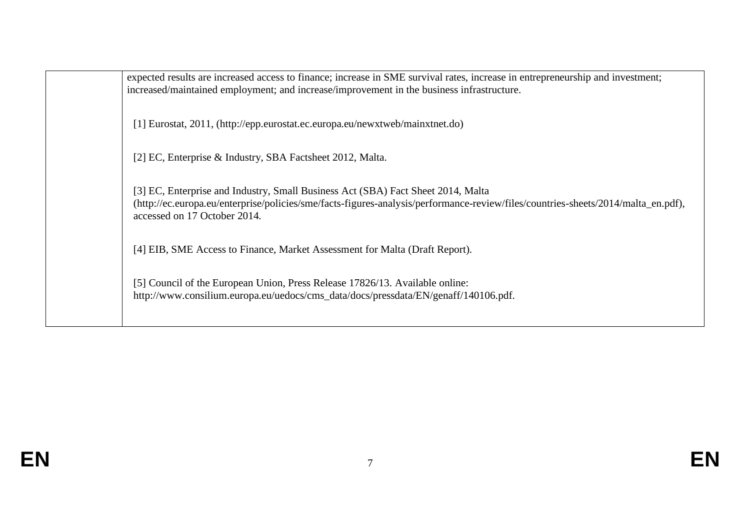| | expected results are increased access to finance; increase in SME survival rates, increase in entrepreneurship and investment; increased/maintained employment; and increase/improvement in the business infrastructure.<br><br>[1] Eurostat, 2011, (http://epp.eurostat.ec.europa.eu/newxtweb/mainxtnet.do)<br><br>[2] EC, Enterprise & Industry, SBA Factsheet 2012, Malta.<br><br>[3] EC, Enterprise and Industry, Small Business Act (SBA) Fact Sheet 2014, Malta (http://ec.europa.eu/enterprise/policies/sme/facts-figures-analysis/performance-review/files/countries-sheets/2014/malta_en.pdf), accessed on 17 October 2014.<br><br>[4] EIB, SME Access to Finance, Market Assessment for Malta (Draft Report).<br><br>[5] Council of the European Union, Press Release 17826/13. Available online: http://www.consilium.europa.eu/uedocs/cms_data/docs/pressdata/EN/genaff/140106.pdf. |
|---|---|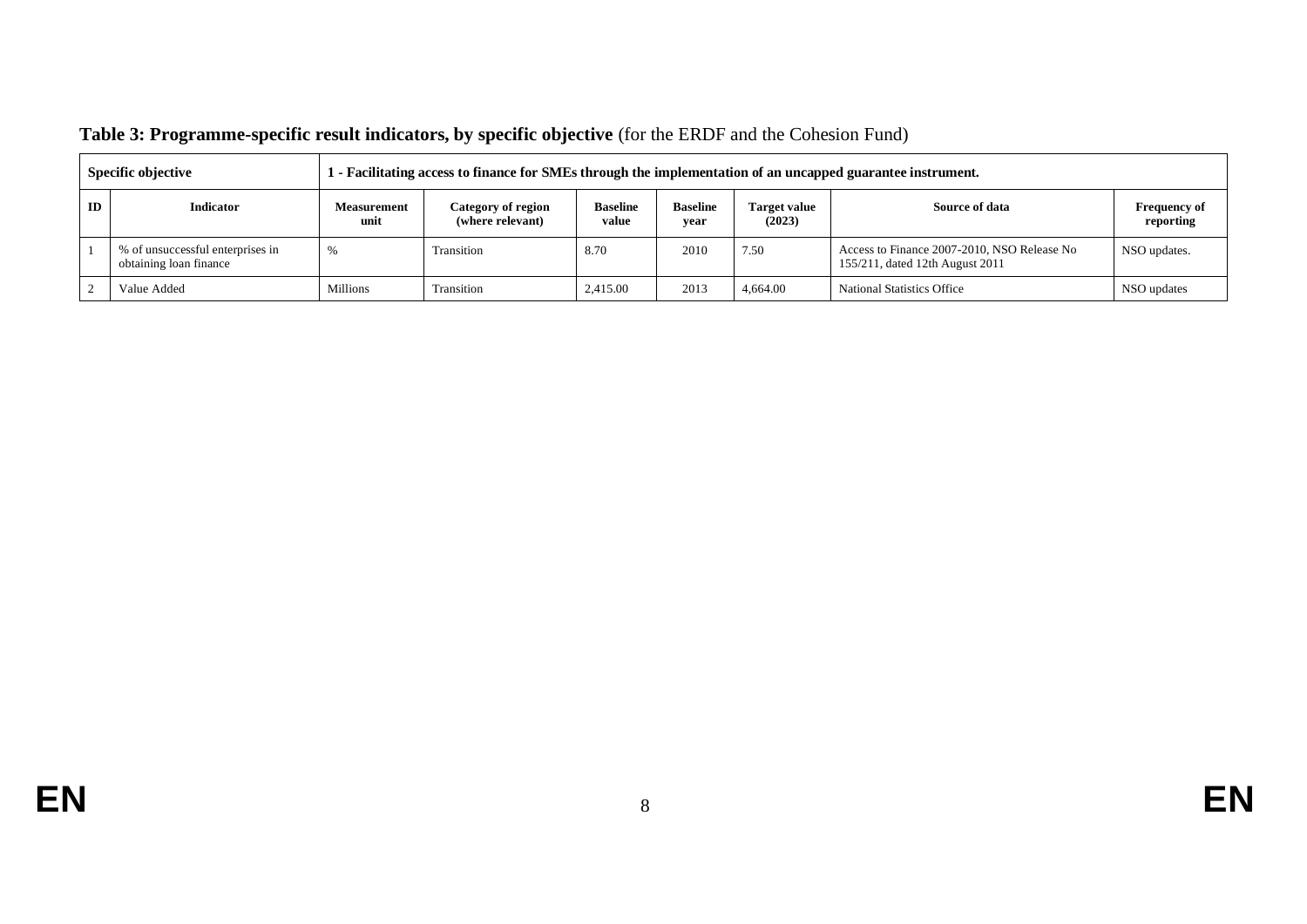**Table 3: Programme-specific result indicators, by specific objective** (for the ERDF and the Cohesion Fund)

| Specific objective | | 1 - Facilitating access to finance for SMEs through the implementation of an uncapped guarantee instrument. | | | | | | |
|---|---|---|---|---|---|---|---|---|
| ID | Indicator | Measurement unit | Category of region (where relevant) | Baseline value | Baseline year | Target value (2023) | Source of data | Frequency of reporting |
| 1 | % of unsuccessful enterprises in obtaining loan finance | % | Transition | 8.70 | 2010 | 7.50 | Access to Finance 2007-2010, NSO Release No 155/211, dated 12th August 2011 | NSO updates. |
| 2 | Value Added | Millions | Transition | 2,415.00 | 2013 | 4,664.00 | National Statistics Office | NSO updates |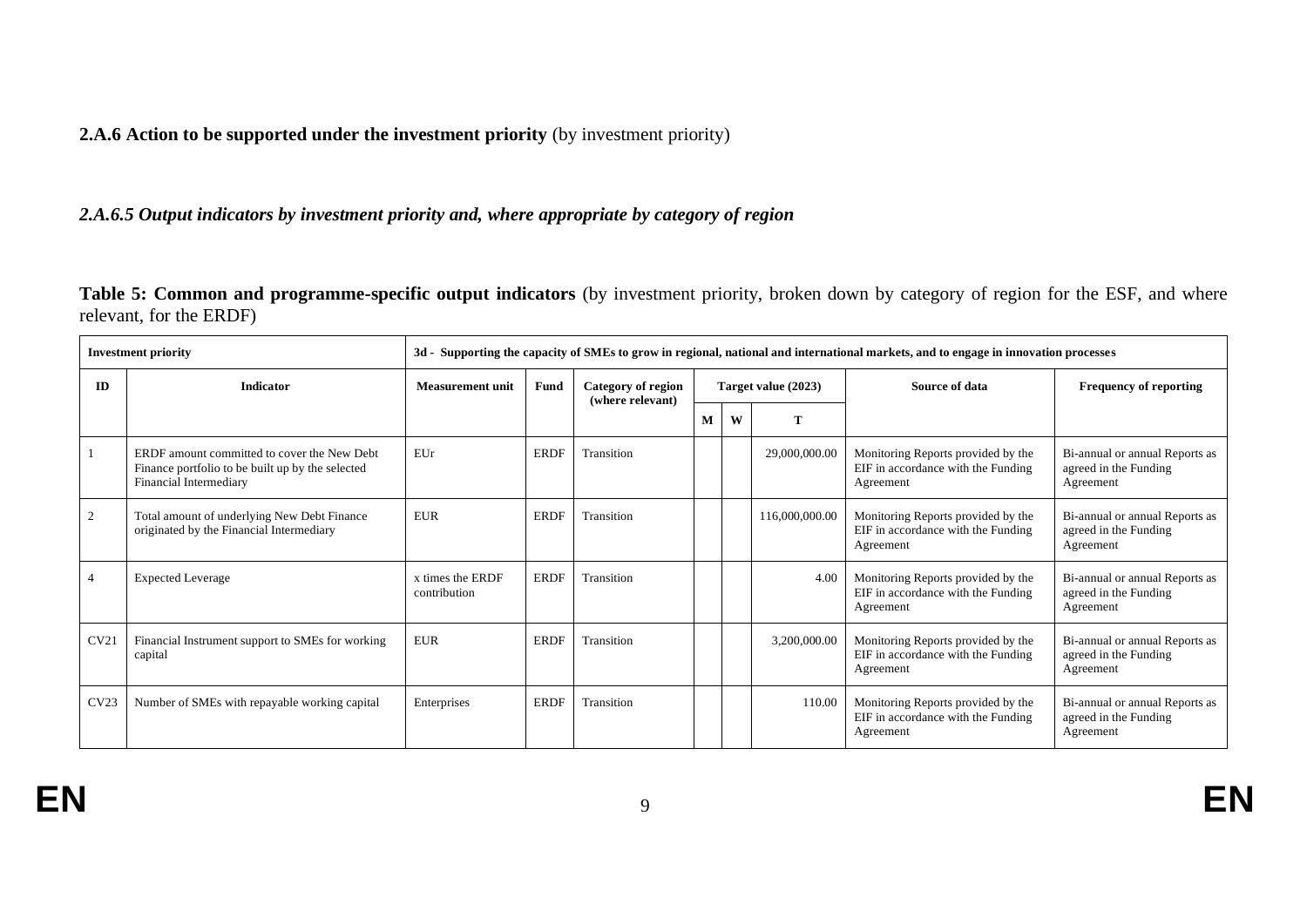**2.A.6 Action to be supported under the investment priority** (by investment priority)

*2.A.6.5 Output indicators by investment priority and, where appropriate by category of region*

**Table 5: Common and programme-specific output indicators** (by investment priority, broken down by category of region for the ESF, and where relevant, for the ERDF)

| Investment priority | | 3d - Supporting the capacity of SMEs to grow in regional, national and international markets, and to engage in innovation processes | | | | | | | |
|---|---|---|---|---|---|---|---|---|---|
| ID | Indicator | Measurement unit | Fund | Category of region (where relevant) | Target value (2023) | | | Source of data | Frequency of reporting |
| | | | | | M | W | T | | |
| 1 | ERDF amount committed to cover the New Debt Finance portfolio to be built up by the selected Financial Intermediary | EUr | ERDF | Transition | | | 29,000,000.00 | Monitoring Reports provided by the EIF in accordance with the Funding Agreement | Bi-annual or annual Reports as agreed in the Funding Agreement |
| 2 | Total amount of underlying New Debt Finance originated by the Financial Intermediary | EUR | ERDF | Transition | | | 116,000,000.00 | Monitoring Reports provided by the EIF in accordance with the Funding Agreement | Bi-annual or annual Reports as agreed in the Funding Agreement |
| 4 | Expected Leverage | x times the ERDF contribution | ERDF | Transition | | | 4.00 | Monitoring Reports provided by the EIF in accordance with the Funding Agreement | Bi-annual or annual Reports as agreed in the Funding Agreement |
| CV21 | Financial Instrument support to SMEs for working capital | EUR | ERDF | Transition | | | 3,200,000.00 | Monitoring Reports provided by the EIF in accordance with the Funding Agreement | Bi-annual or annual Reports as agreed in the Funding Agreement |
| CV23 | Number of SMEs with repayable working capital | Enterprises | ERDF | Transition | | | 110.00 | Monitoring Reports provided by the EIF in accordance with the Funding Agreement | Bi-annual or annual Reports as agreed in the Funding Agreement |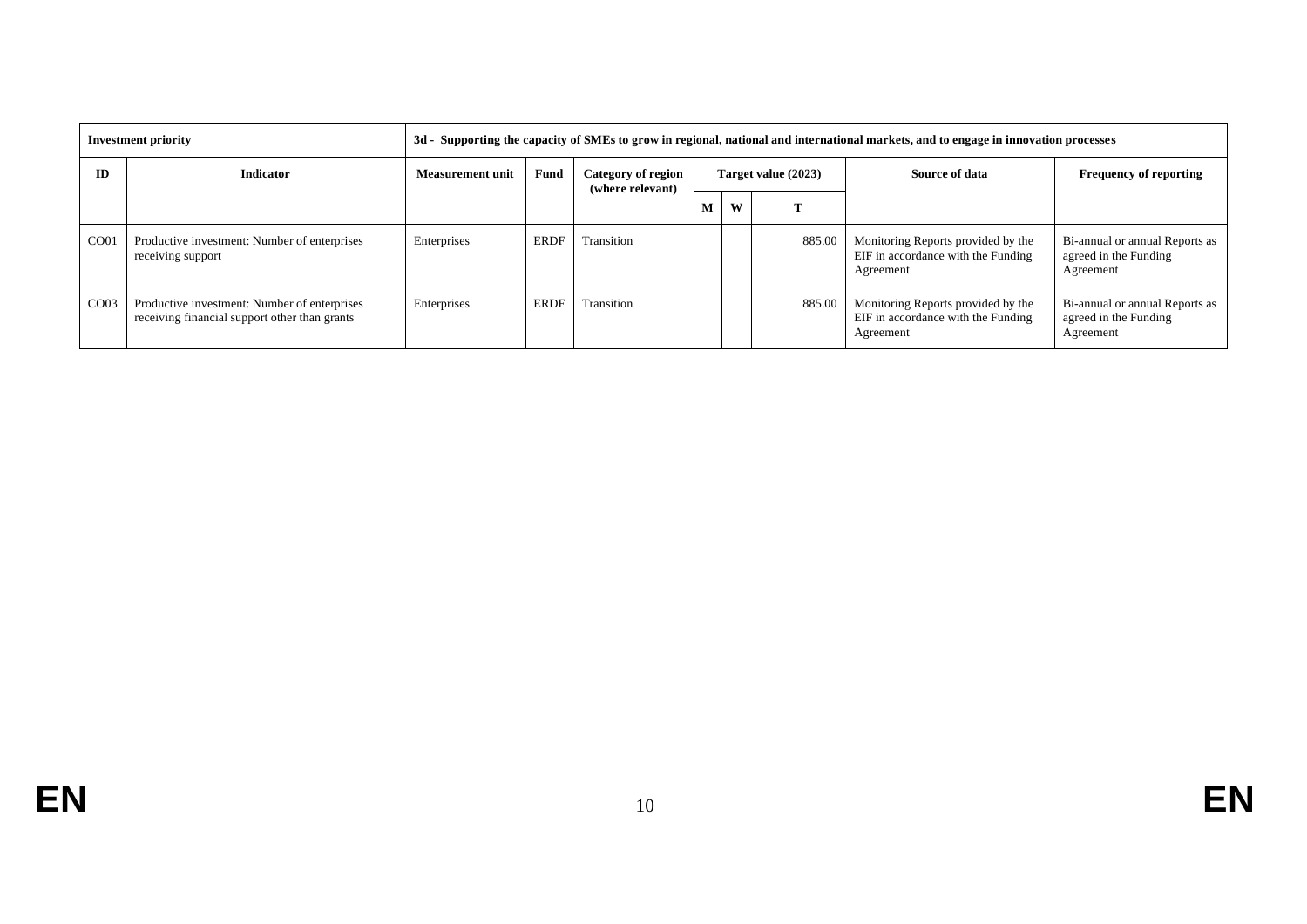| Investment priority | | 3d - Supporting the capacity of SMEs to grow in regional, national and international markets, and to engage in innovation processes | | | | | | | |
|---|---|---|---|---|---|---|---|---|---|
| ID | Indicator | Measurement unit | Fund | Category of region (where relevant) | Target value (2023) | | | Source of data | Frequency of reporting |
| | | | | | M | W | T | | |
| CO01 | Productive investment: Number of enterprises receiving support | Enterprises | ERDF | Transition | | | 885.00 | Monitoring Reports provided by the EIF in accordance with the Funding Agreement | Bi-annual or annual Reports as agreed in the Funding Agreement |
| CO03 | Productive investment: Number of enterprises receiving financial support other than grants | Enterprises | ERDF | Transition | | | 885.00 | Monitoring Reports provided by the EIF in accordance with the Funding Agreement | Bi-annual or annual Reports as agreed in the Funding Agreement |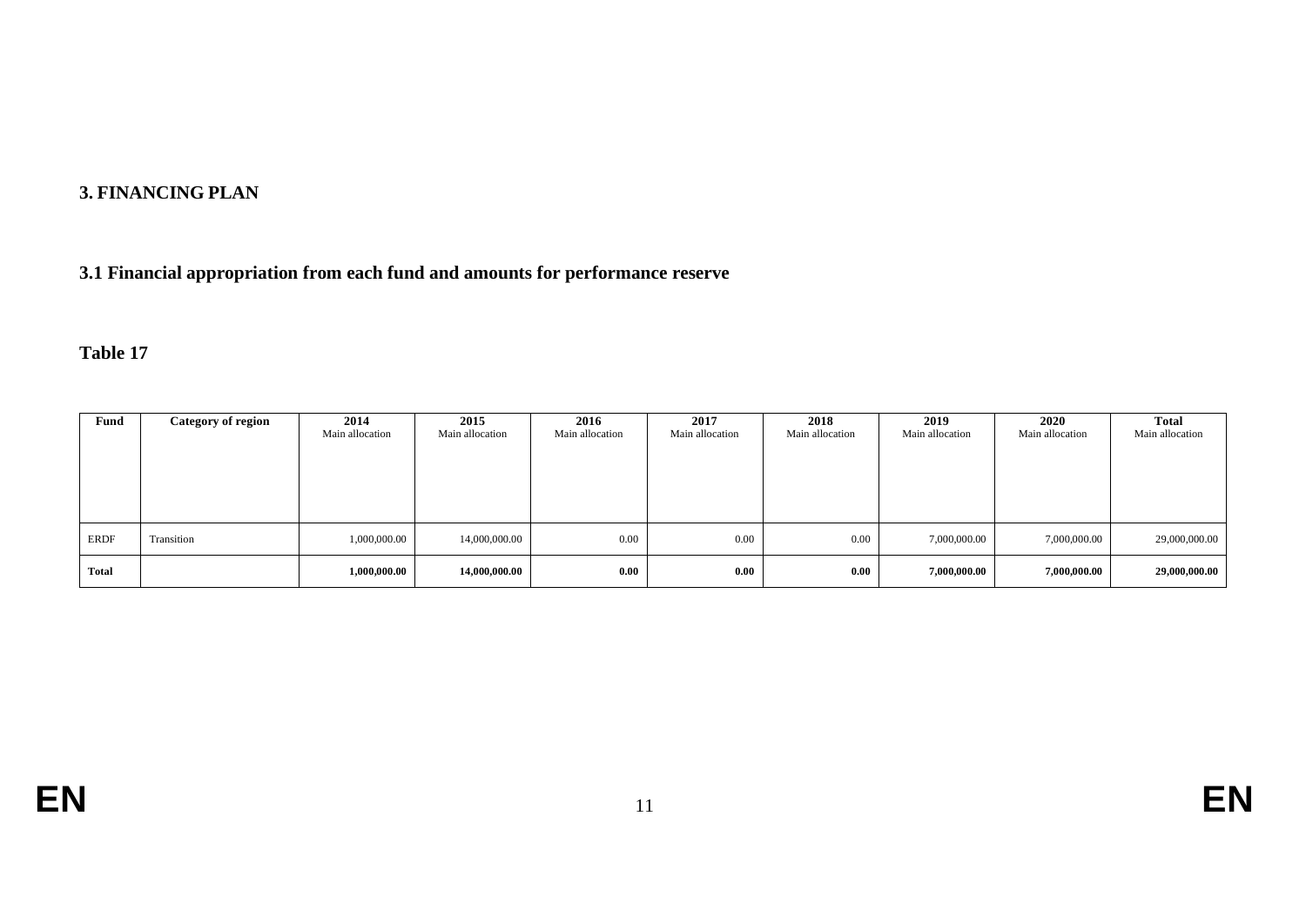## 3. FINANCING PLAN

### 3.1 Financial appropriation from each fund and amounts for performance reserve

**Table 17**

| Fund | Category of region | 2014<br>Main allocation | 2015<br>Main allocation | 2016<br>Main allocation | 2017<br>Main allocation | 2018<br>Main allocation | 2019<br>Main allocation | 2020<br>Main allocation | Total<br>Main allocation |
|---|---|---|---|---|---|---|---|---|---|
| ERDF | Transition | 1,000,000.00 | 14,000,000.00 | 0.00 | 0.00 | 0.00 | 7,000,000.00 | 7,000,000.00 | 29,000,000.00 |
| **Total** | | **1,000,000.00** | **14,000,000.00** | **0.00** | **0.00** | **0.00** | **7,000,000.00** | **7,000,000.00** | **29,000,000.00** |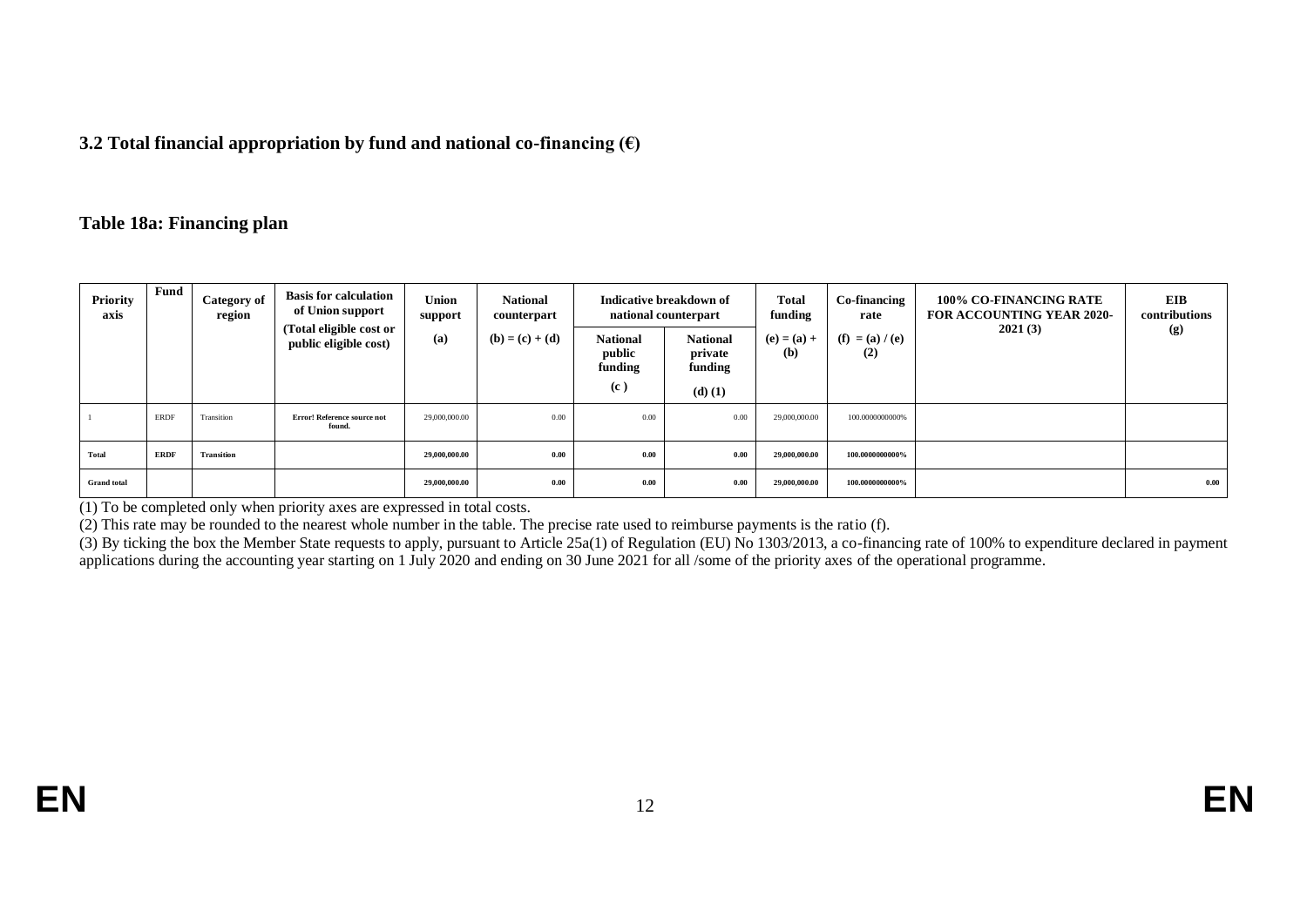### 3.2 Total financial appropriation by fund and national co-financing (€)

### Table 18a: Financing plan

| Priority axis | Fund | Category of region | Basis for calculation of Union support (Total eligible cost or public eligible cost) | Union support (a) | National counterpart (b) = (c) + (d) | Indicative breakdown of national counterpart | | Total funding (e) = (a) + (b) | Co-financing rate (f) = (a) / (e) (2) | 100% CO-FINANCING RATE FOR ACCOUNTING YEAR 2020-2021 (3) | EIB contributions (g) |
|---|---|---|---|---|---|---|---|---|---|---|---|
| | | | | | | National public funding (c ) | National private funding (d) (1) | | | | |
| 1 | ERDF | Transition | **Error! Reference source not found.** | 29,000,000.00 | 0.00 | 0.00 | 0.00 | 29,000,000.00 | 100.0000000000% | | |
| **Total** | **ERDF** | **Transition** | | **29,000,000.00** | **0.00** | **0.00** | **0.00** | **29,000,000.00** | **100.0000000000%** | | |
| **Grand total** | | | | **29,000,000.00** | **0.00** | **0.00** | **0.00** | **29,000,000.00** | **100.0000000000%** | | **0.00** |

(1) To be completed only when priority axes are expressed in total costs.

(2) This rate may be rounded to the nearest whole number in the table. The precise rate used to reimburse payments is the ratio (f).

(3) By ticking the box the Member State requests to apply, pursuant to Article 25a(1) of Regulation (EU) No 1303/2013, a co-financing rate of 100% to expenditure declared in payment applications during the accounting year starting on 1 July 2020 and ending on 30 June 2021 for all /some of the priority axes of the operational programme.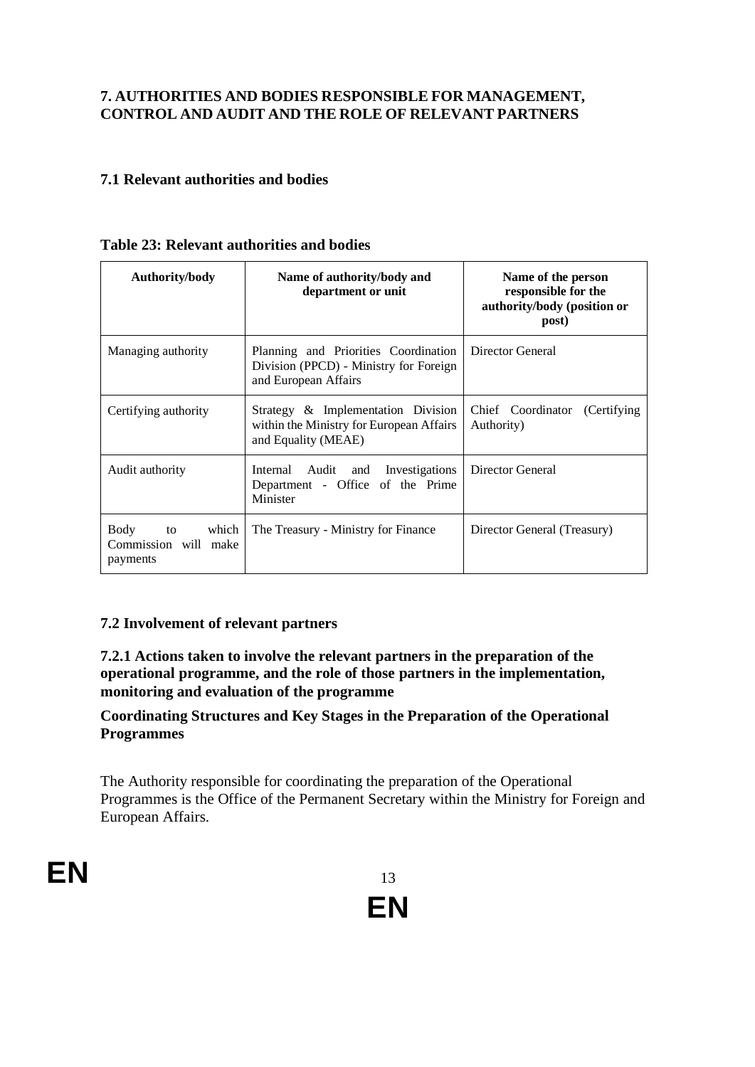## 7. AUTHORITIES AND BODIES RESPONSIBLE FOR MANAGEMENT, CONTROL AND AUDIT AND THE ROLE OF RELEVANT PARTNERS

### 7.1 Relevant authorities and bodies

**Table 23: Relevant authorities and bodies**

| Authority/body | Name of authority/body and department or unit | Name of the person responsible for the authority/body (position or post) |
|---|---|---|
| Managing authority | Planning and Priorities Coordination Division (PPCD) - Ministry for Foreign and European Affairs | Director General |
| Certifying authority | Strategy & Implementation Division within the Ministry for European Affairs and Equality (MEAE) | Chief Coordinator (Certifying Authority) |
| Audit authority | Internal Audit and Investigations Department - Office of the Prime Minister | Director General |
| Body to which Commission will make payments | The Treasury - Ministry for Finance | Director General (Treasury) |

### 7.2 Involvement of relevant partners

#### 7.2.1 Actions taken to involve the relevant partners in the preparation of the operational programme, and the role of those partners in the implementation, monitoring and evaluation of the programme

**Coordinating Structures and Key Stages in the Preparation of the Operational Programmes**

The Authority responsible for coordinating the preparation of the Operational Programmes is the Office of the Permanent Secretary within the Ministry for Foreign and European Affairs.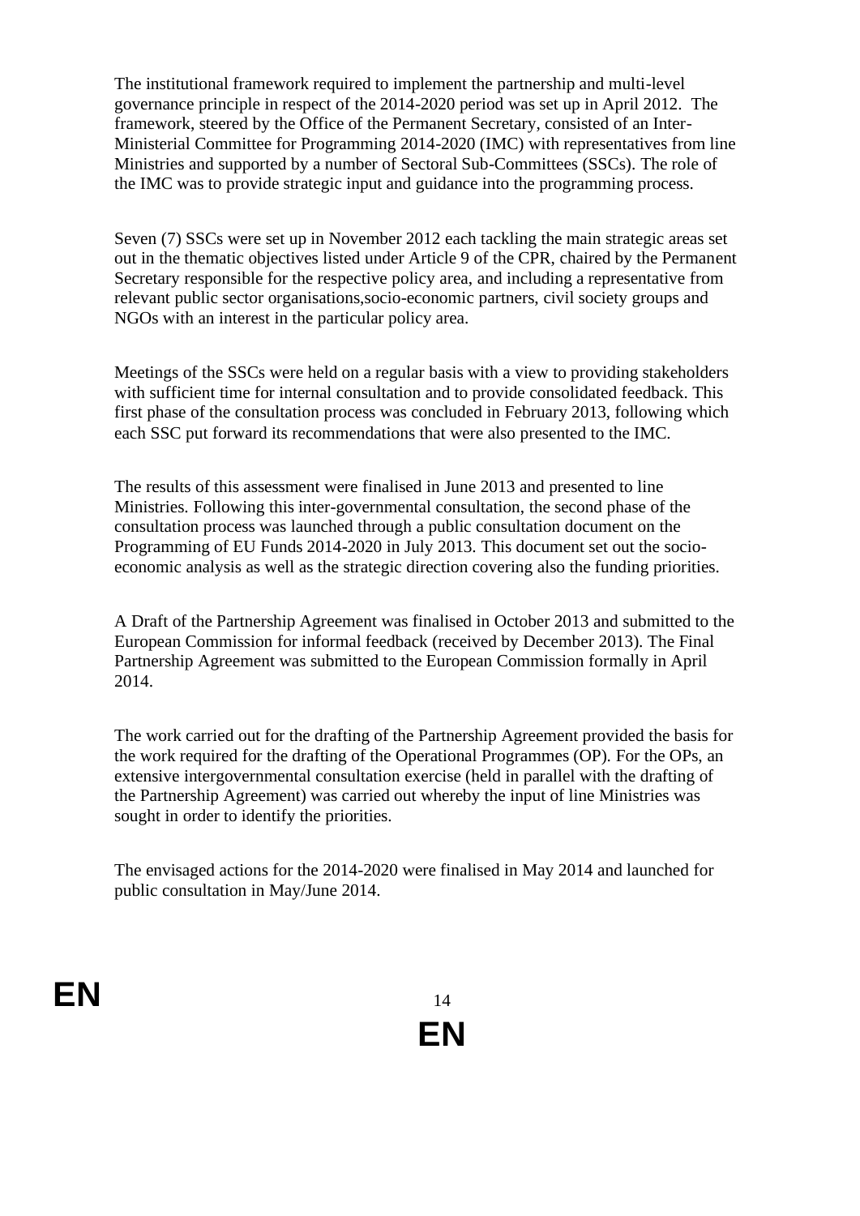The institutional framework required to implement the partnership and multi-level governance principle in respect of the 2014-2020 period was set up in April 2012. The framework, steered by the Office of the Permanent Secretary, consisted of an Inter-Ministerial Committee for Programming 2014-2020 (IMC) with representatives from line Ministries and supported by a number of Sectoral Sub-Committees (SSCs). The role of the IMC was to provide strategic input and guidance into the programming process.

Seven (7) SSCs were set up in November 2012 each tackling the main strategic areas set out in the thematic objectives listed under Article 9 of the CPR, chaired by the Permanent Secretary responsible for the respective policy area, and including a representative from relevant public sector organisations,socio-economic partners, civil society groups and NGOs with an interest in the particular policy area.

Meetings of the SSCs were held on a regular basis with a view to providing stakeholders with sufficient time for internal consultation and to provide consolidated feedback. This first phase of the consultation process was concluded in February 2013, following which each SSC put forward its recommendations that were also presented to the IMC.

The results of this assessment were finalised in June 2013 and presented to line Ministries. Following this inter-governmental consultation, the second phase of the consultation process was launched through a public consultation document on the Programming of EU Funds 2014-2020 in July 2013. This document set out the socio-economic analysis as well as the strategic direction covering also the funding priorities.

A Draft of the Partnership Agreement was finalised in October 2013 and submitted to the European Commission for informal feedback (received by December 2013). The Final Partnership Agreement was submitted to the European Commission formally in April 2014.

The work carried out for the drafting of the Partnership Agreement provided the basis for the work required for the drafting of the Operational Programmes (OP). For the OPs, an extensive intergovernmental consultation exercise (held in parallel with the drafting of the Partnership Agreement) was carried out whereby the input of line Ministries was sought in order to identify the priorities.

The envisaged actions for the 2014-2020 were finalised in May 2014 and launched for public consultation in May/June 2014.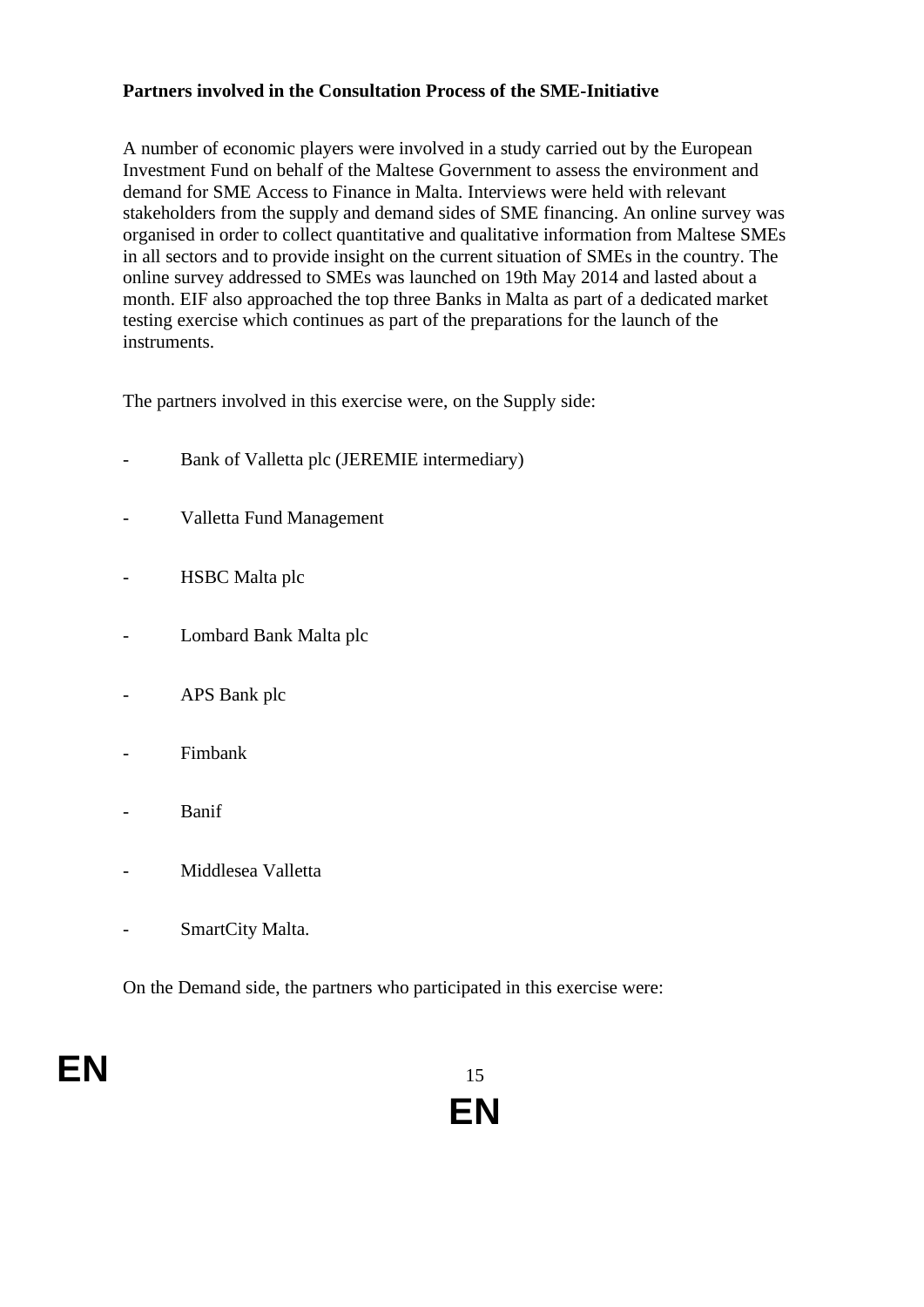**Partners involved in the Consultation Process of the SME-Initiative**

A number of economic players were involved in a study carried out by the European Investment Fund on behalf of the Maltese Government to assess the environment and demand for SME Access to Finance in Malta. Interviews were held with relevant stakeholders from the supply and demand sides of SME financing. An online survey was organised in order to collect quantitative and qualitative information from Maltese SMEs in all sectors and to provide insight on the current situation of SMEs in the country. The online survey addressed to SMEs was launched on 19th May 2014 and lasted about a month. EIF also approached the top three Banks in Malta as part of a dedicated market testing exercise which continues as part of the preparations for the launch of the instruments.

The partners involved in this exercise were, on the Supply side:

- Bank of Valletta plc (JEREMIE intermediary)
- Valletta Fund Management
- HSBC Malta plc
- Lombard Bank Malta plc
- APS Bank plc
- Fimbank
- Banif
- Middlesea Valletta
- SmartCity Malta.

On the Demand side, the partners who participated in this exercise were: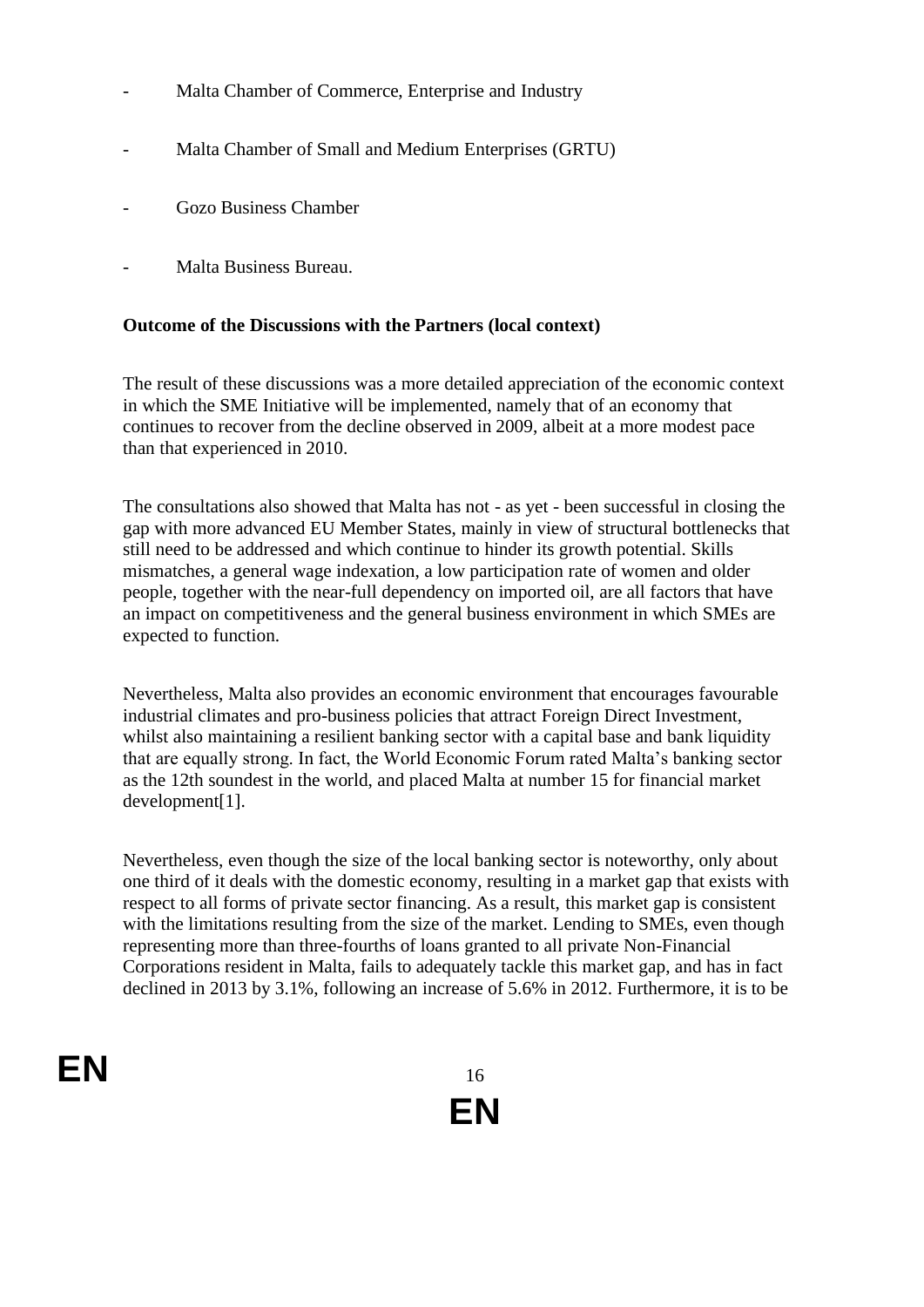- Malta Chamber of Commerce, Enterprise and Industry
- Malta Chamber of Small and Medium Enterprises (GRTU)
- Gozo Business Chamber
- Malta Business Bureau.

**Outcome of the Discussions with the Partners (local context)**

The result of these discussions was a more detailed appreciation of the economic context in which the SME Initiative will be implemented, namely that of an economy that continues to recover from the decline observed in 2009, albeit at a more modest pace than that experienced in 2010.

The consultations also showed that Malta has not - as yet - been successful in closing the gap with more advanced EU Member States, mainly in view of structural bottlenecks that still need to be addressed and which continue to hinder its growth potential. Skills mismatches, a general wage indexation, a low participation rate of women and older people, together with the near-full dependency on imported oil, are all factors that have an impact on competitiveness and the general business environment in which SMEs are expected to function.

Nevertheless, Malta also provides an economic environment that encourages favourable industrial climates and pro-business policies that attract Foreign Direct Investment, whilst also maintaining a resilient banking sector with a capital base and bank liquidity that are equally strong. In fact, the World Economic Forum rated Malta's banking sector as the 12th soundest in the world, and placed Malta at number 15 for financial market development[1].

Nevertheless, even though the size of the local banking sector is noteworthy, only about one third of it deals with the domestic economy, resulting in a market gap that exists with respect to all forms of private sector financing. As a result, this market gap is consistent with the limitations resulting from the size of the market. Lending to SMEs, even though representing more than three-fourths of loans granted to all private Non-Financial Corporations resident in Malta, fails to adequately tackle this market gap, and has in fact declined in 2013 by 3.1%, following an increase of 5.6% in 2012. Furthermore, it is to be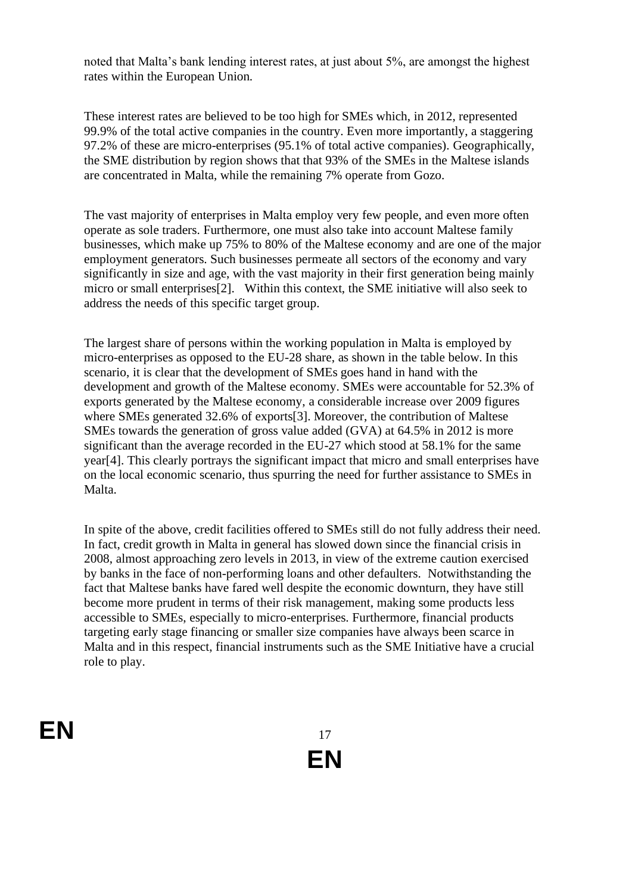noted that Malta's bank lending interest rates, at just about 5%, are amongst the highest rates within the European Union.

These interest rates are believed to be too high for SMEs which, in 2012, represented 99.9% of the total active companies in the country. Even more importantly, a staggering 97.2% of these are micro-enterprises (95.1% of total active companies). Geographically, the SME distribution by region shows that that 93% of the SMEs in the Maltese islands are concentrated in Malta, while the remaining 7% operate from Gozo.

The vast majority of enterprises in Malta employ very few people, and even more often operate as sole traders. Furthermore, one must also take into account Maltese family businesses, which make up 75% to 80% of the Maltese economy and are one of the major employment generators. Such businesses permeate all sectors of the economy and vary significantly in size and age, with the vast majority in their first generation being mainly micro or small enterprises[2]. Within this context, the SME initiative will also seek to address the needs of this specific target group.

The largest share of persons within the working population in Malta is employed by micro-enterprises as opposed to the EU-28 share, as shown in the table below. In this scenario, it is clear that the development of SMEs goes hand in hand with the development and growth of the Maltese economy. SMEs were accountable for 52.3% of exports generated by the Maltese economy, a considerable increase over 2009 figures where SMEs generated 32.6% of exports[3]. Moreover, the contribution of Maltese SMEs towards the generation of gross value added (GVA) at 64.5% in 2012 is more significant than the average recorded in the EU-27 which stood at 58.1% for the same year[4]. This clearly portrays the significant impact that micro and small enterprises have on the local economic scenario, thus spurring the need for further assistance to SMEs in Malta.

In spite of the above, credit facilities offered to SMEs still do not fully address their need. In fact, credit growth in Malta in general has slowed down since the financial crisis in 2008, almost approaching zero levels in 2013, in view of the extreme caution exercised by banks in the face of non-performing loans and other defaulters. Notwithstanding the fact that Maltese banks have fared well despite the economic downturn, they have still become more prudent in terms of their risk management, making some products less accessible to SMEs, especially to micro-enterprises. Furthermore, financial products targeting early stage financing or smaller size companies have always been scarce in Malta and in this respect, financial instruments such as the SME Initiative have a crucial role to play.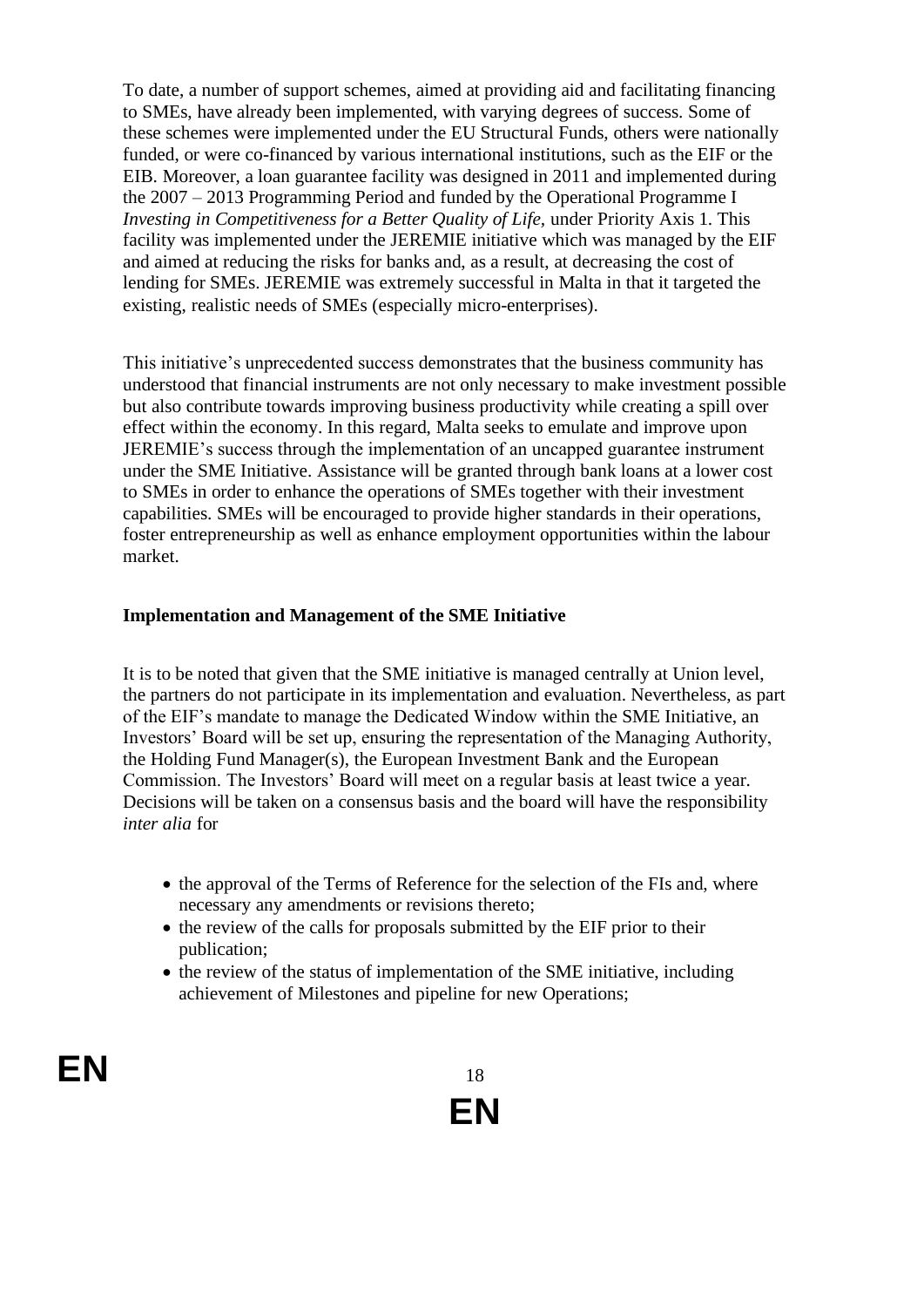To date, a number of support schemes, aimed at providing aid and facilitating financing to SMEs, have already been implemented, with varying degrees of success. Some of these schemes were implemented under the EU Structural Funds, others were nationally funded, or were co-financed by various international institutions, such as the EIF or the EIB. Moreover, a loan guarantee facility was designed in 2011 and implemented during the 2007 – 2013 Programming Period and funded by the Operational Programme I *Investing in Competitiveness for a Better Quality of Life,* under Priority Axis 1. This facility was implemented under the JEREMIE initiative which was managed by the EIF and aimed at reducing the risks for banks and, as a result, at decreasing the cost of lending for SMEs. JEREMIE was extremely successful in Malta in that it targeted the existing, realistic needs of SMEs (especially micro-enterprises).

This initiative's unprecedented success demonstrates that the business community has understood that financial instruments are not only necessary to make investment possible but also contribute towards improving business productivity while creating a spill over effect within the economy. In this regard, Malta seeks to emulate and improve upon JEREMIE's success through the implementation of an uncapped guarantee instrument under the SME Initiative. Assistance will be granted through bank loans at a lower cost to SMEs in order to enhance the operations of SMEs together with their investment capabilities. SMEs will be encouraged to provide higher standards in their operations, foster entrepreneurship as well as enhance employment opportunities within the labour market.

**Implementation and Management of the SME Initiative**

It is to be noted that given that the SME initiative is managed centrally at Union level, the partners do not participate in its implementation and evaluation. Nevertheless, as part of the EIF's mandate to manage the Dedicated Window within the SME Initiative, an Investors' Board will be set up, ensuring the representation of the Managing Authority, the Holding Fund Manager(s), the European Investment Bank and the European Commission. The Investors' Board will meet on a regular basis at least twice a year. Decisions will be taken on a consensus basis and the board will have the responsibility *inter alia* for

- the approval of the Terms of Reference for the selection of the FIs and, where necessary any amendments or revisions thereto;
- the review of the calls for proposals submitted by the EIF prior to their publication;
- the review of the status of implementation of the SME initiative, including achievement of Milestones and pipeline for new Operations;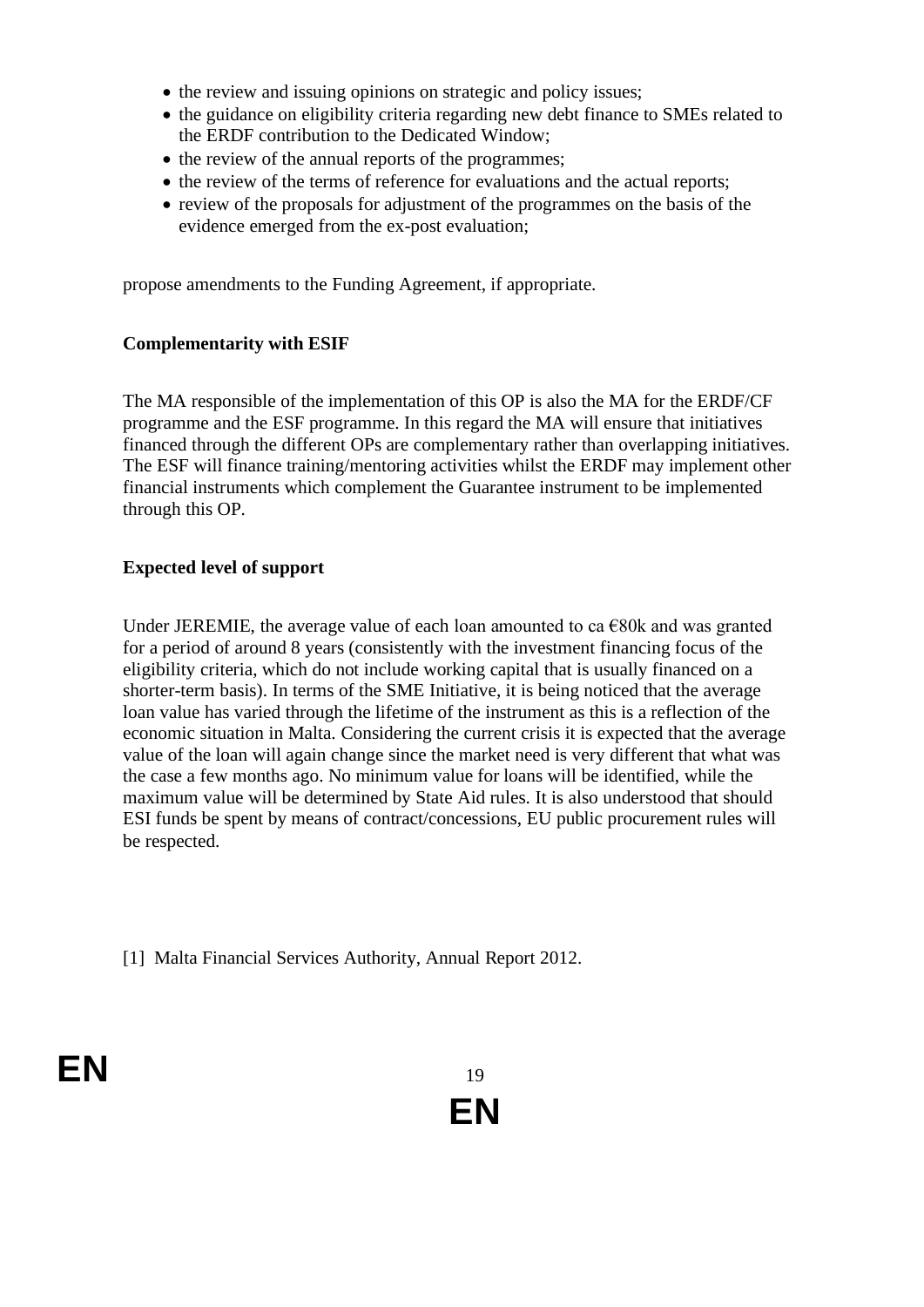- the review and issuing opinions on strategic and policy issues;
- the guidance on eligibility criteria regarding new debt finance to SMEs related to the ERDF contribution to the Dedicated Window;
- the review of the annual reports of the programmes;
- the review of the terms of reference for evaluations and the actual reports;
- review of the proposals for adjustment of the programmes on the basis of the evidence emerged from the ex-post evaluation;

propose amendments to the Funding Agreement, if appropriate.

**Complementarity with ESIF**

The MA responsible of the implementation of this OP is also the MA for the ERDF/CF programme and the ESF programme. In this regard the MA will ensure that initiatives financed through the different OPs are complementary rather than overlapping initiatives. The ESF will finance training/mentoring activities whilst the ERDF may implement other financial instruments which complement the Guarantee instrument to be implemented through this OP.

**Expected level of support**

Under JEREMIE, the average value of each loan amounted to ca €80k and was granted for a period of around 8 years (consistently with the investment financing focus of the eligibility criteria, which do not include working capital that is usually financed on a shorter-term basis). In terms of the SME Initiative, it is being noticed that the average loan value has varied through the lifetime of the instrument as this is a reflection of the economic situation in Malta. Considering the current crisis it is expected that the average value of the loan will again change since the market need is very different that what was the case a few months ago. No minimum value for loans will be identified, while the maximum value will be determined by State Aid rules. It is also understood that should ESI funds be spent by means of contract/concessions, EU public procurement rules will be respected.

[1] Malta Financial Services Authority, Annual Report 2012.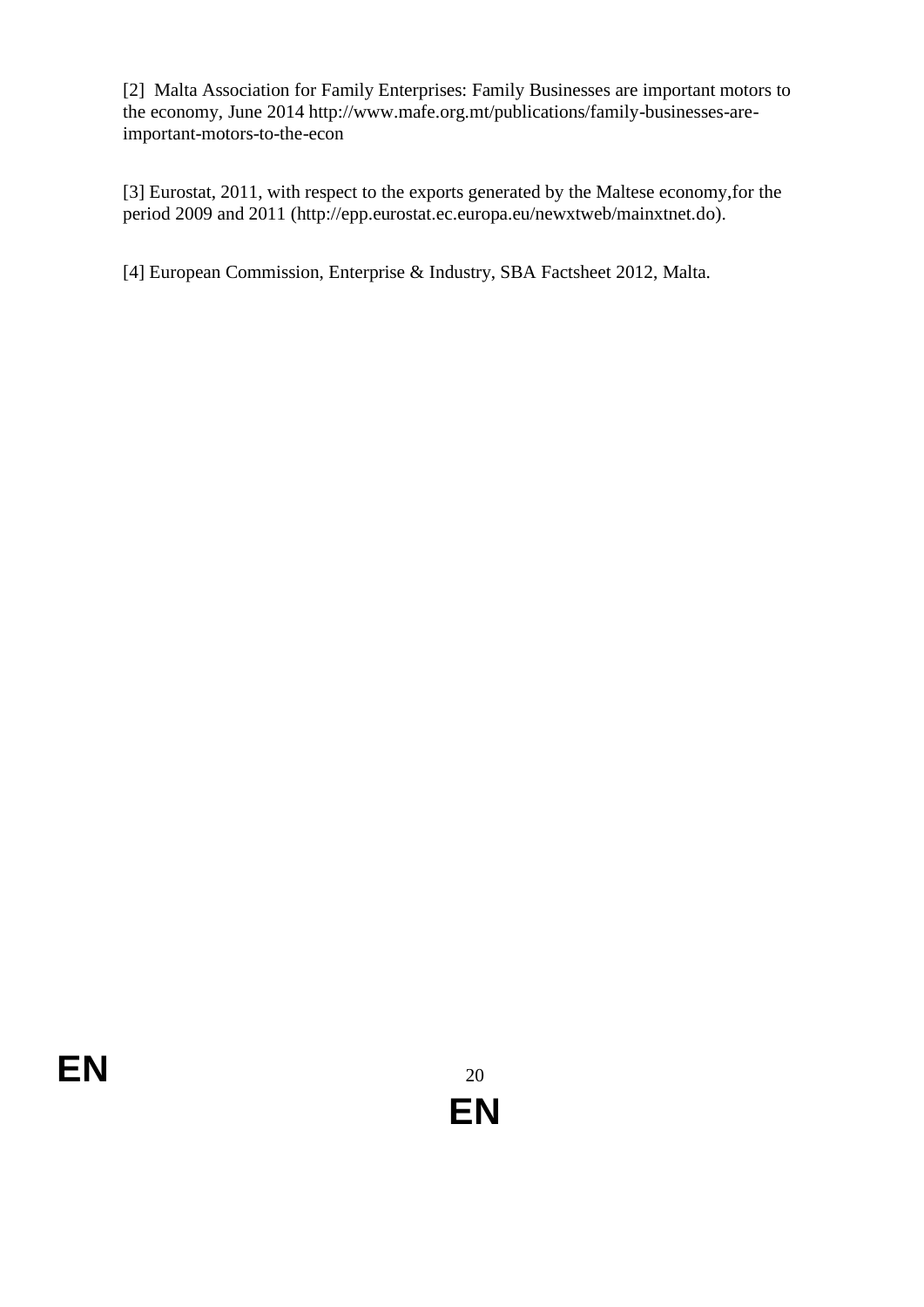[2] Malta Association for Family Enterprises: Family Businesses are important motors to the economy, June 2014 http://www.mafe.org.mt/publications/family-businesses-are-important-motors-to-the-econ

[3] Eurostat, 2011, with respect to the exports generated by the Maltese economy,for the period 2009 and 2011 (http://epp.eurostat.ec.europa.eu/newxtweb/mainxtnet.do).

[4] European Commission, Enterprise & Industry, SBA Factsheet 2012, Malta.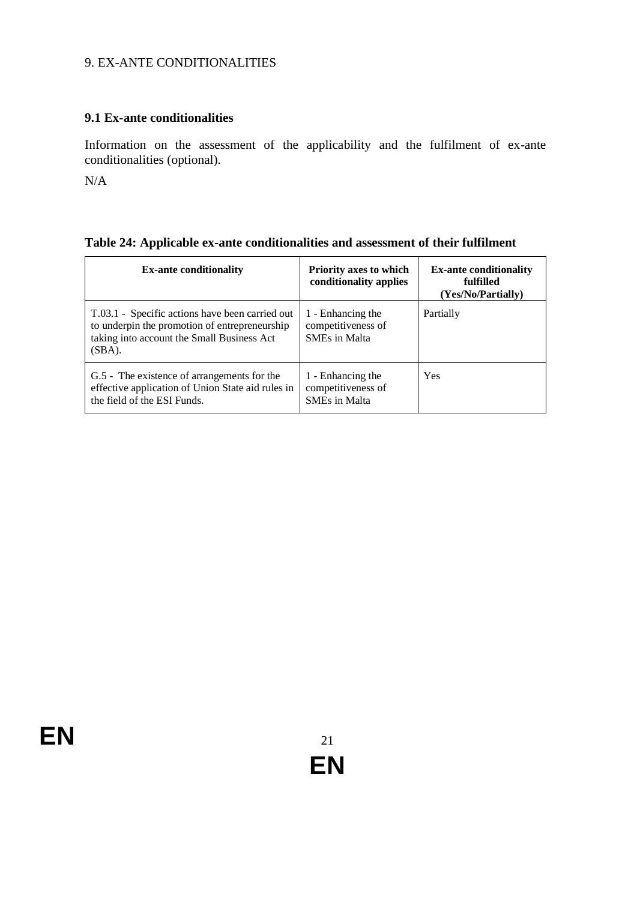# 9. EX-ANTE CONDITIONALITIES

## 9.1 Ex-ante conditionalities

Information on the assessment of the applicability and the fulfilment of ex-ante conditionalities (optional).

N/A

**Table 24: Applicable ex-ante conditionalities and assessment of their fulfilment**

| Ex-ante conditionality | Priority axes to which conditionality applies | Ex-ante conditionality fulfilled (Yes/No/Partially) |
|---|---|---|
| T.03.1 - Specific actions have been carried out to underpin the promotion of entrepreneurship taking into account the Small Business Act (SBA). | 1 - Enhancing the competitiveness of SMEs in Malta | Partially |
| G.5 - The existence of arrangements for the effective application of Union State aid rules in the field of the ESI Funds. | 1 - Enhancing the competitiveness of SMEs in Malta | Yes |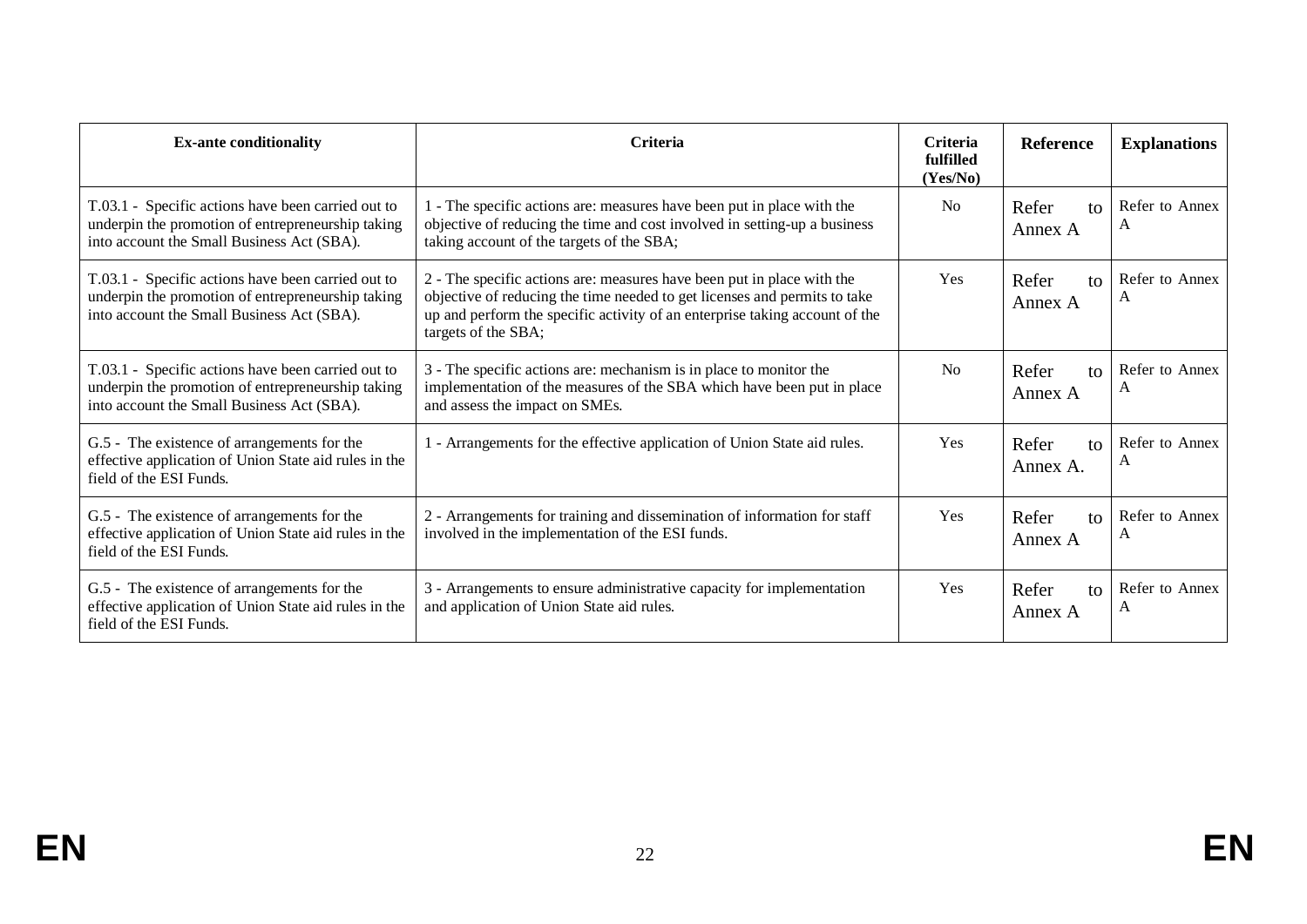| Ex-ante conditionality | Criteria | Criteria fulfilled (Yes/No) | Reference | Explanations |
|---|---|---|---|---|
| T.03.1 - Specific actions have been carried out to underpin the promotion of entrepreneurship taking into account the Small Business Act (SBA). | 1 - The specific actions are: measures have been put in place with the objective of reducing the time and cost involved in setting-up a business taking account of the targets of the SBA; | No | Refer to Annex A | Refer to Annex A |
| T.03.1 - Specific actions have been carried out to underpin the promotion of entrepreneurship taking into account the Small Business Act (SBA). | 2 - The specific actions are: measures have been put in place with the objective of reducing the time needed to get licenses and permits to take up and perform the specific activity of an enterprise taking account of the targets of the SBA; | Yes | Refer to Annex A | Refer to Annex A |
| T.03.1 - Specific actions have been carried out to underpin the promotion of entrepreneurship taking into account the Small Business Act (SBA). | 3 - The specific actions are: mechanism is in place to monitor the implementation of the measures of the SBA which have been put in place and assess the impact on SMEs. | No | Refer to Annex A | Refer to Annex A |
| G.5 - The existence of arrangements for the effective application of Union State aid rules in the field of the ESI Funds. | 1 - Arrangements for the effective application of Union State aid rules. | Yes | Refer to Annex A. | Refer to Annex A |
| G.5 - The existence of arrangements for the effective application of Union State aid rules in the field of the ESI Funds. | 2 - Arrangements for training and dissemination of information for staff involved in the implementation of the ESI funds. | Yes | Refer to Annex A | Refer to Annex A |
| G.5 - The existence of arrangements for the effective application of Union State aid rules in the field of the ESI Funds. | 3 - Arrangements to ensure administrative capacity for implementation and application of Union State aid rules. | Yes | Refer to Annex A | Refer to Annex A |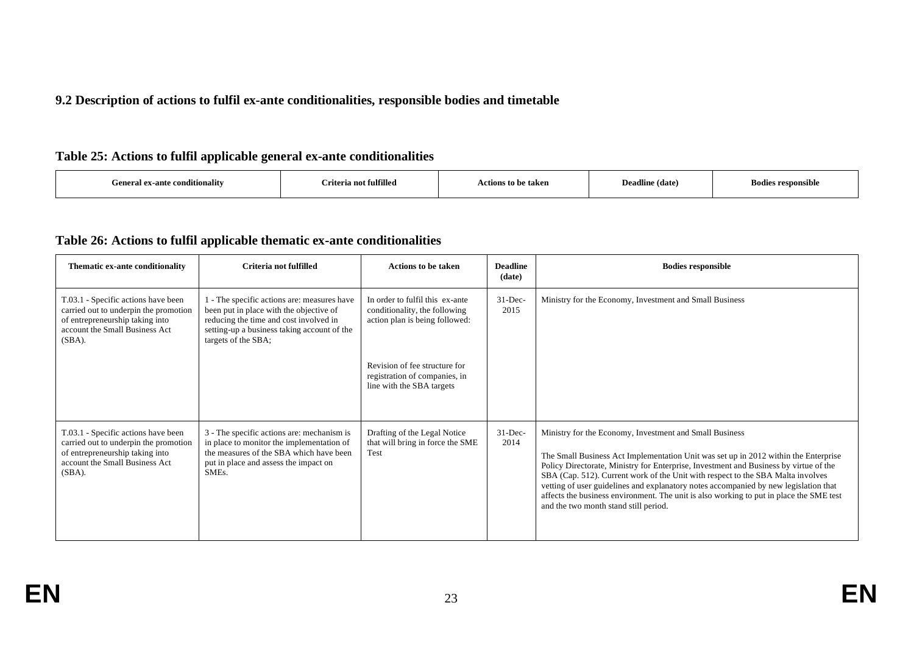### 9.2 Description of actions to fulfil ex-ante conditionalities, responsible bodies and timetable

#### Table 25: Actions to fulfil applicable general ex-ante conditionalities

| General ex-ante conditionality | Criteria not fulfilled | Actions to be taken | Deadline (date) | Bodies responsible |
|---|---|---|---|---|

#### Table 26: Actions to fulfil applicable thematic ex-ante conditionalities

| Thematic ex-ante conditionality | Criteria not fulfilled | Actions to be taken | Deadline (date) | Bodies responsible |
|---|---|---|---|---|
| T.03.1 - Specific actions have been carried out to underpin the promotion of entrepreneurship taking into account the Small Business Act (SBA). | 1 - The specific actions are: measures have been put in place with the objective of reducing the time and cost involved in setting-up a business taking account of the targets of the SBA; | In order to fulfil this ex-ante conditionality, the following action plan is being followed:<br><br>Revision of fee structure for registration of companies, in line with the SBA targets | 31-Dec-2015 | Ministry for the Economy, Investment and Small Business |
| T.03.1 - Specific actions have been carried out to underpin the promotion of entrepreneurship taking into account the Small Business Act (SBA). | 3 - The specific actions are: mechanism is in place to monitor the implementation of the measures of the SBA which have been put in place and assess the impact on SMEs. | Drafting of the Legal Notice that will bring in force the SME Test | 31-Dec-2014 | Ministry for the Economy, Investment and Small Business<br><br>The Small Business Act Implementation Unit was set up in 2012 within the Enterprise Policy Directorate, Ministry for Enterprise, Investment and Business by virtue of the SBA (Cap. 512). Current work of the Unit with respect to the SBA Malta involves vetting of user guidelines and explanatory notes accompanied by new legislation that affects the business environment. The unit is also working to put in place the SME test and the two month stand still period. |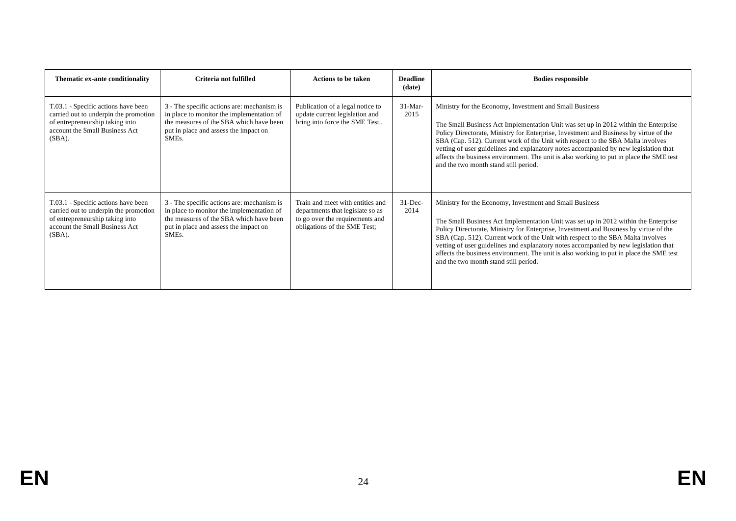| Thematic ex-ante conditionality | Criteria not fulfilled | Actions to be taken | Deadline (date) | Bodies responsible |
|---|---|---|---|---|
| T.03.1 - Specific actions have been carried out to underpin the promotion of entrepreneurship taking into account the Small Business Act (SBA). | 3 - The specific actions are: mechanism is in place to monitor the implementation of the measures of the SBA which have been put in place and assess the impact on SMEs. | Publication of a legal notice to update current legislation and bring into force the SME Test.. | 31-Mar-2015 | Ministry for the Economy, Investment and Small Business<br><br>The Small Business Act Implementation Unit was set up in 2012 within the Enterprise Policy Directorate, Ministry for Enterprise, Investment and Business by virtue of the SBA (Cap. 512). Current work of the Unit with respect to the SBA Malta involves vetting of user guidelines and explanatory notes accompanied by new legislation that affects the business environment. The unit is also working to put in place the SME test and the two month stand still period. |
| T.03.1 - Specific actions have been carried out to underpin the promotion of entrepreneurship taking into account the Small Business Act (SBA). | 3 - The specific actions are: mechanism is in place to monitor the implementation of the measures of the SBA which have been put in place and assess the impact on SMEs. | Train and meet with entities and departments that legislate so as to go over the requirements and obligations of the SME Test; | 31-Dec-2014 | Ministry for the Economy, Investment and Small Business<br><br>The Small Business Act Implementation Unit was set up in 2012 within the Enterprise Policy Directorate, Ministry for Enterprise, Investment and Business by virtue of the SBA (Cap. 512). Current work of the Unit with respect to the SBA Malta involves vetting of user guidelines and explanatory notes accompanied by new legislation that affects the business environment. The unit is also working to put in place the SME test and the two month stand still period. |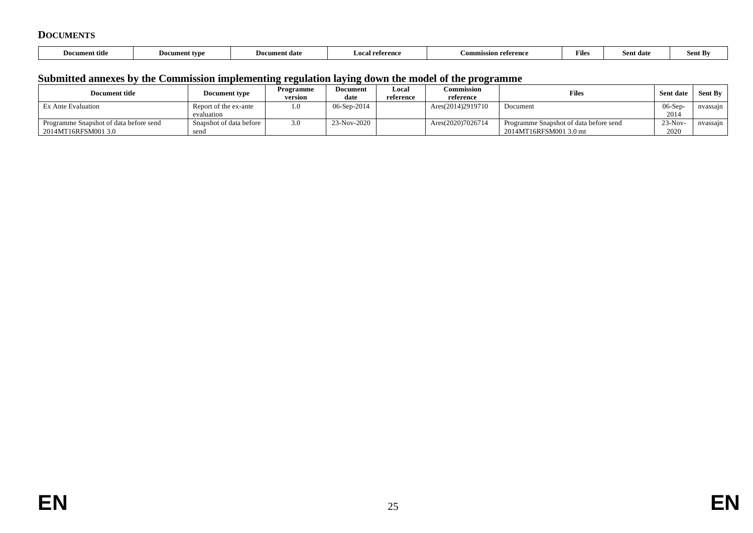### DOCUMENTS

| Document title | Document type | Document date | Local reference | Commission reference | Files | Sent date | Sent By |
|---|---|---|---|---|---|---|---|

## Submitted annexes by the Commission implementing regulation laying down the model of the programme

| Document title | Document type | Programme version | Document date | Local reference | Commission reference | Files | Sent date | Sent By |
|---|---|---|---|---|---|---|---|---|
| Ex Ante Evaluation | Report of the ex-ante evaluation | 1.0 | 06-Sep-2014 | | Ares(2014)2919710 | Document | 06-Sep-2014 | nvassajn |
| Programme Snapshot of data before send 2014MT16RFSM001 3.0 | Snapshot of data before send | 3.0 | 23-Nov-2020 | | Ares(2020)7026714 | Programme Snapshot of data before send 2014MT16RFSM001 3.0 mt | 23-Nov-2020 | nvassajn |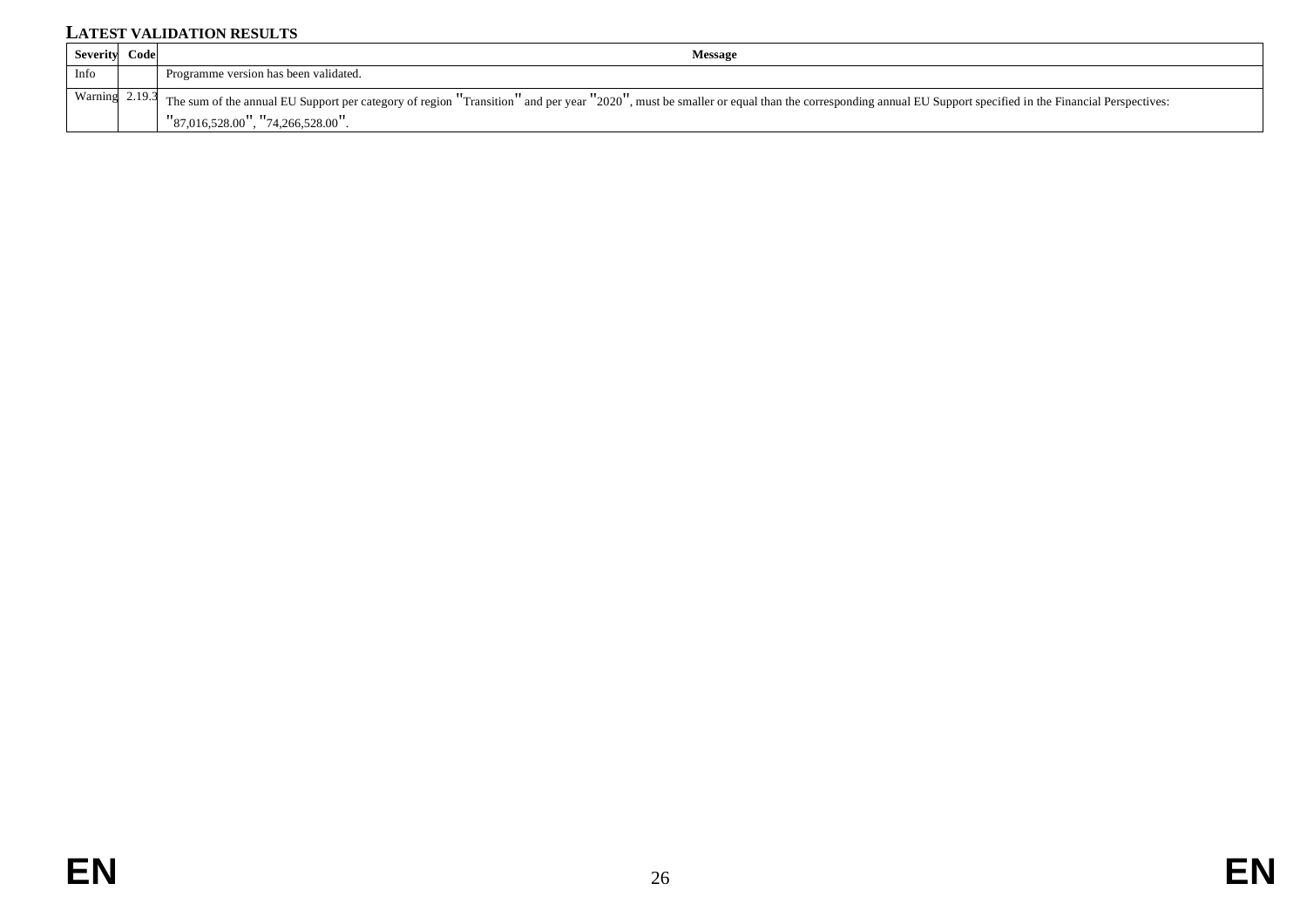### LATEST VALIDATION RESULTS

| Severity | Code | Message |
| --- | --- | --- |
| Info | | Programme version has been validated. |
| Warning | 2.19.3 | The sum of the annual EU Support per category of region "Transition" and per year "2020", must be smaller or equal than the corresponding annual EU Support specified in the Financial Perspectives: "87,016,528.00", "74,266,528.00". |